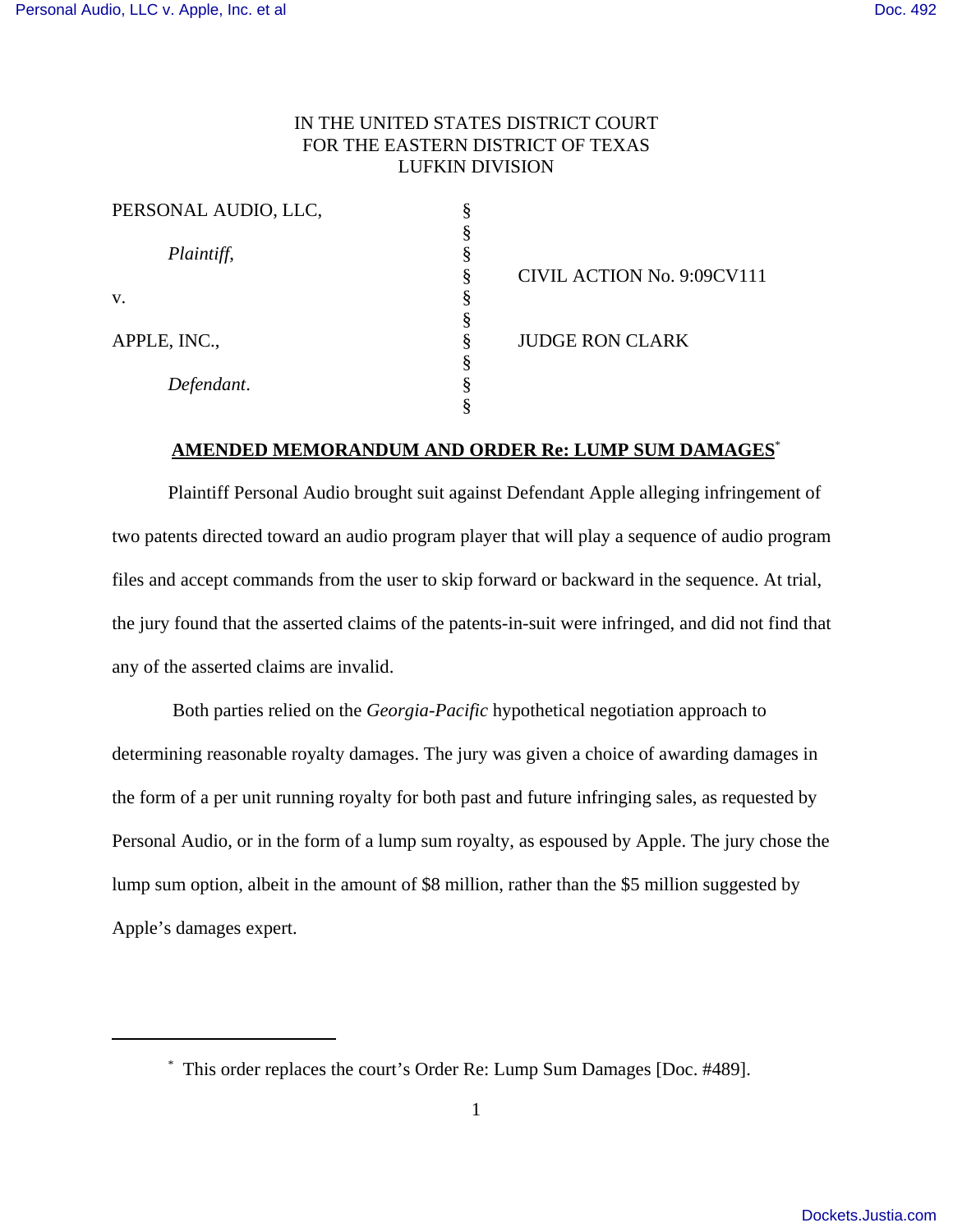IN THE UNITED STATES DISTRICT COURT
FOR THE EASTERN DISTRICT OF TEXAS
LUFKIN DIVISION

| | | |
|---|---|---|
| PERSONAL AUDIO, LLC, | § | |
| *Plaintiff*, | § | CIVIL ACTION No. 9:09CV111 |
| v. | § | |
| APPLE, INC., | § | JUDGE RON CLARK |
| *Defendant*. | § | |

**AMENDED MEMORANDUM AND ORDER Re: LUMP SUM DAMAGES***

Plaintiff Personal Audio brought suit against Defendant Apple alleging infringement of two patents directed toward an audio program player that will play a sequence of audio program files and accept commands from the user to skip forward or backward in the sequence. At trial, the jury found that the asserted claims of the patents-in-suit were infringed, and did not find that any of the asserted claims are invalid.

Both parties relied on the *Georgia-Pacific* hypothetical negotiation approach to determining reasonable royalty damages. The jury was given a choice of awarding damages in the form of a per unit running royalty for both past and future infringing sales, as requested by Personal Audio, or in the form of a lump sum royalty, as espoused by Apple. The jury chose the lump sum option, albeit in the amount of $8 million, rather than the $5 million suggested by Apple's damages expert.

---

\* This order replaces the court's Order Re: Lump Sum Damages [Doc. #489].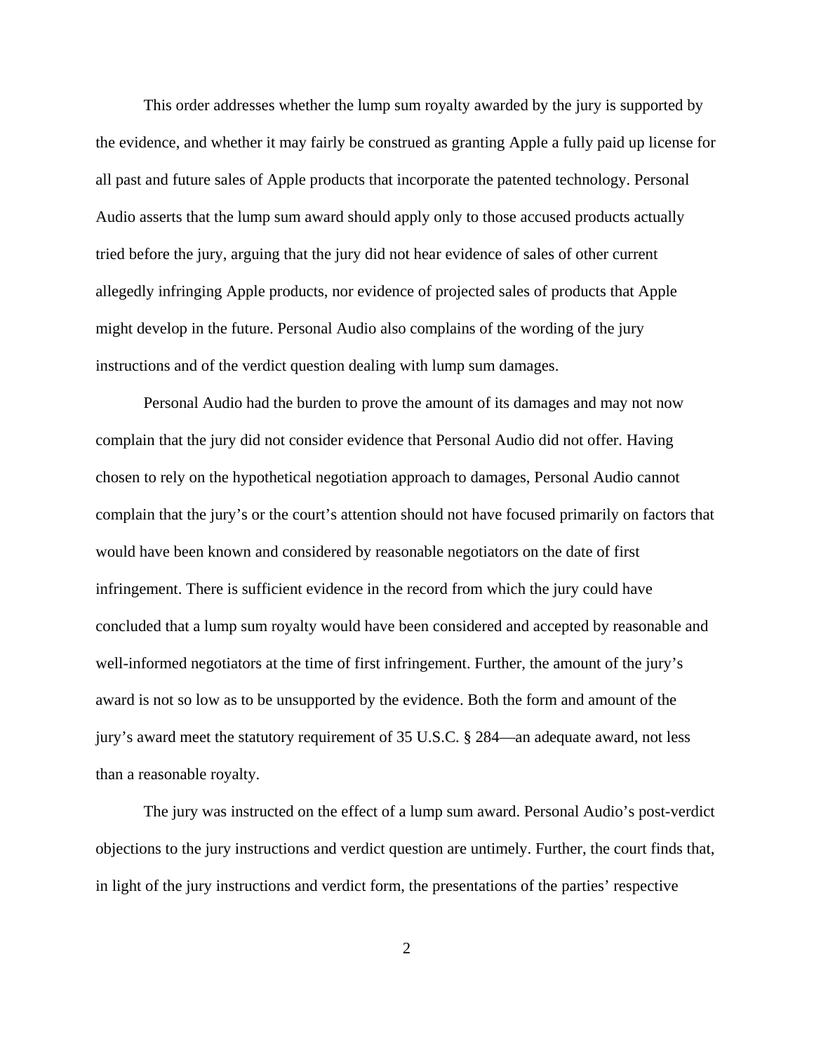This order addresses whether the lump sum royalty awarded by the jury is supported by the evidence, and whether it may fairly be construed as granting Apple a fully paid up license for all past and future sales of Apple products that incorporate the patented technology. Personal Audio asserts that the lump sum award should apply only to those accused products actually tried before the jury, arguing that the jury did not hear evidence of sales of other current allegedly infringing Apple products, nor evidence of projected sales of products that Apple might develop in the future. Personal Audio also complains of the wording of the jury instructions and of the verdict question dealing with lump sum damages.

Personal Audio had the burden to prove the amount of its damages and may not now complain that the jury did not consider evidence that Personal Audio did not offer. Having chosen to rely on the hypothetical negotiation approach to damages, Personal Audio cannot complain that the jury's or the court's attention should not have focused primarily on factors that would have been known and considered by reasonable negotiators on the date of first infringement. There is sufficient evidence in the record from which the jury could have concluded that a lump sum royalty would have been considered and accepted by reasonable and well-informed negotiators at the time of first infringement. Further, the amount of the jury's award is not so low as to be unsupported by the evidence. Both the form and amount of the jury's award meet the statutory requirement of 35 U.S.C. § 284—an adequate award, not less than a reasonable royalty.

The jury was instructed on the effect of a lump sum award. Personal Audio's post-verdict objections to the jury instructions and verdict question are untimely. Further, the court finds that, in light of the jury instructions and verdict form, the presentations of the parties' respective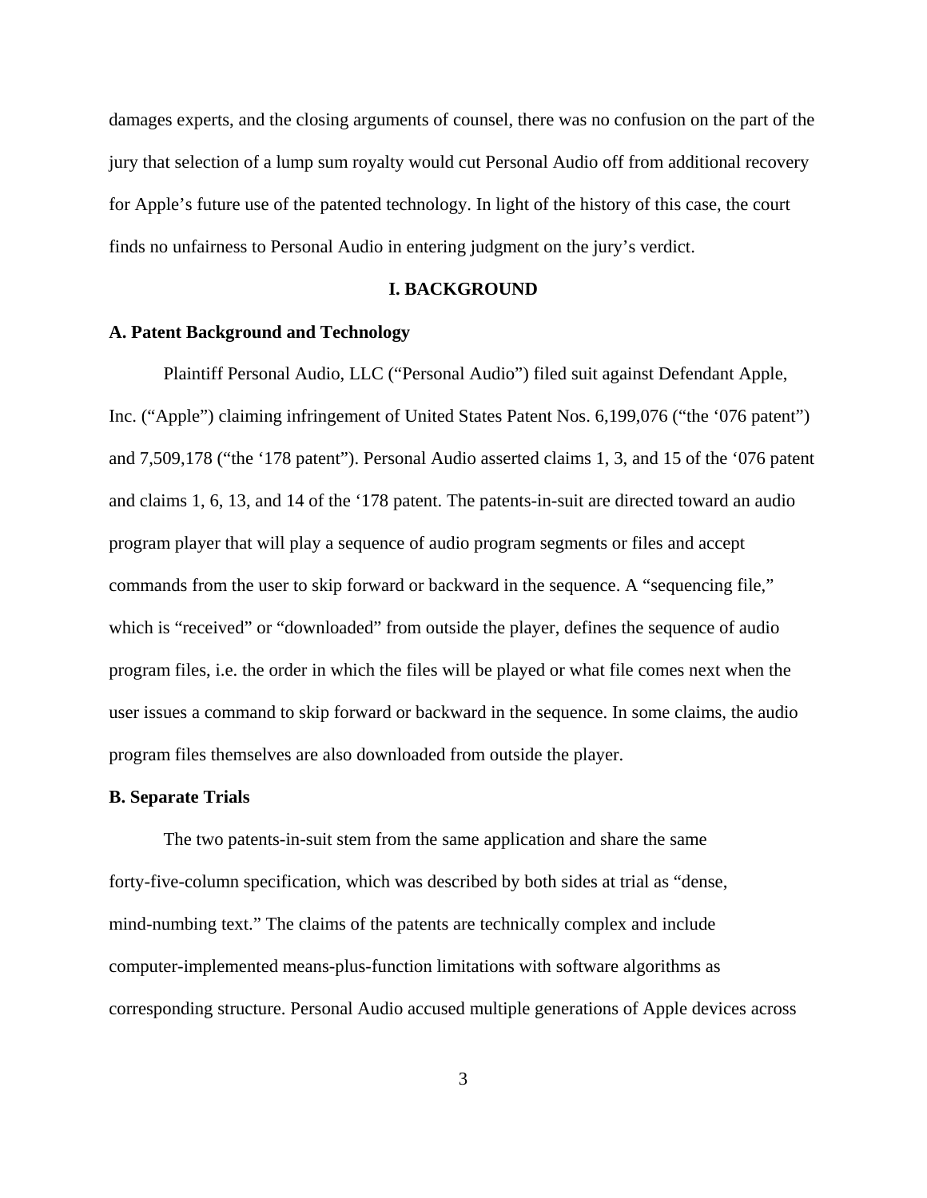damages experts, and the closing arguments of counsel, there was no confusion on the part of the jury that selection of a lump sum royalty would cut Personal Audio off from additional recovery for Apple's future use of the patented technology. In light of the history of this case, the court finds no unfairness to Personal Audio in entering judgment on the jury's verdict.

## I. BACKGROUND

### A. Patent Background and Technology

Plaintiff Personal Audio, LLC ("Personal Audio") filed suit against Defendant Apple, Inc. ("Apple") claiming infringement of United States Patent Nos. 6,199,076 ("the '076 patent") and 7,509,178 ("the '178 patent"). Personal Audio asserted claims 1, 3, and 15 of the '076 patent and claims 1, 6, 13, and 14 of the '178 patent. The patents-in-suit are directed toward an audio program player that will play a sequence of audio program segments or files and accept commands from the user to skip forward or backward in the sequence. A "sequencing file," which is "received" or "downloaded" from outside the player, defines the sequence of audio program files, i.e. the order in which the files will be played or what file comes next when the user issues a command to skip forward or backward in the sequence. In some claims, the audio program files themselves are also downloaded from outside the player.

### B. Separate Trials

The two patents-in-suit stem from the same application and share the same forty-five-column specification, which was described by both sides at trial as "dense, mind-numbing text." The claims of the patents are technically complex and include computer-implemented means-plus-function limitations with software algorithms as corresponding structure. Personal Audio accused multiple generations of Apple devices across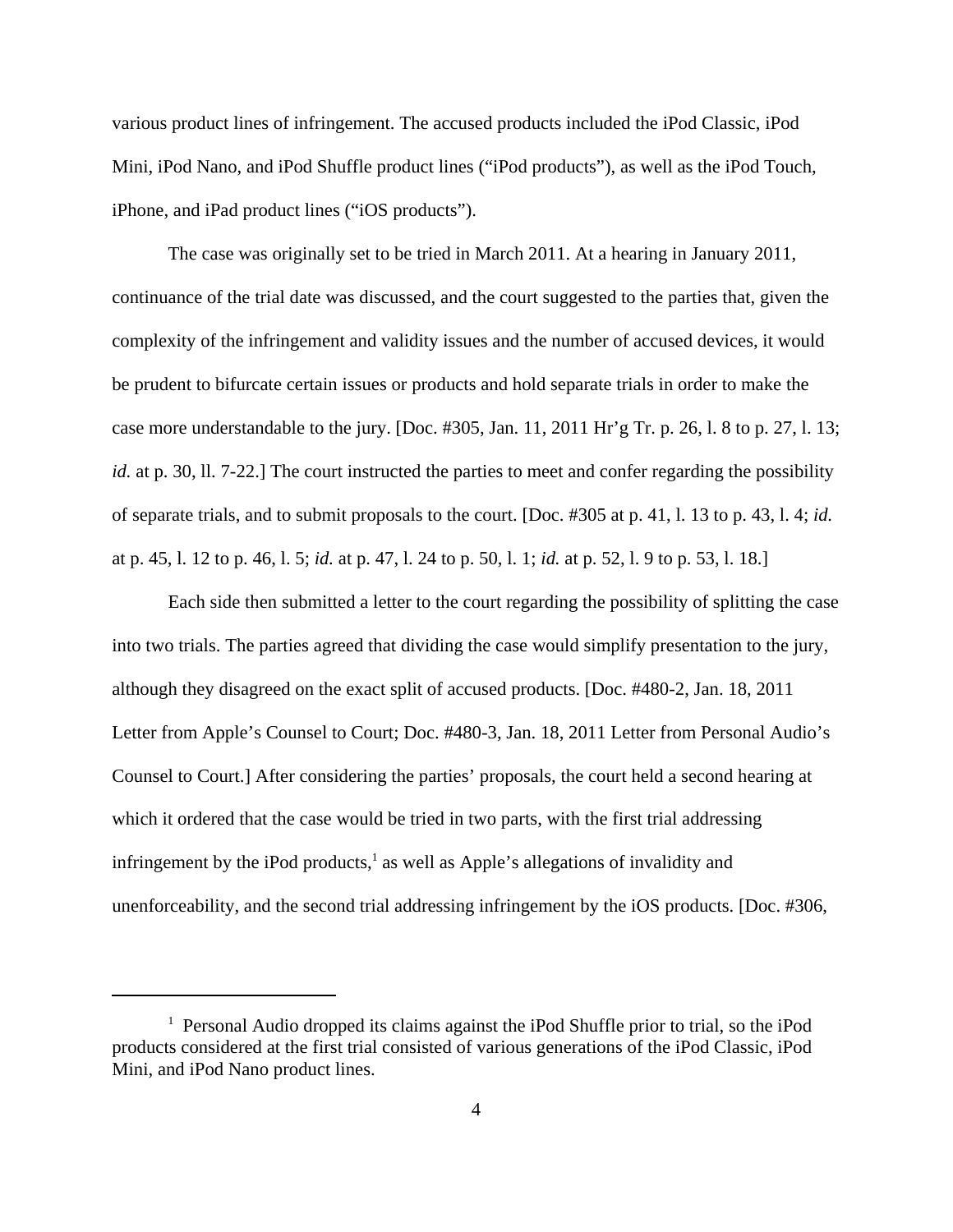various product lines of infringement. The accused products included the iPod Classic, iPod Mini, iPod Nano, and iPod Shuffle product lines ("iPod products"), as well as the iPod Touch, iPhone, and iPad product lines ("iOS products").

The case was originally set to be tried in March 2011. At a hearing in January 2011, continuance of the trial date was discussed, and the court suggested to the parties that, given the complexity of the infringement and validity issues and the number of accused devices, it would be prudent to bifurcate certain issues or products and hold separate trials in order to make the case more understandable to the jury. [Doc. #305, Jan. 11, 2011 Hr'g Tr. p. 26, l. 8 to p. 27, l. 13; *id.* at p. 30, ll. 7-22.] The court instructed the parties to meet and confer regarding the possibility of separate trials, and to submit proposals to the court. [Doc. #305 at p. 41, l. 13 to p. 43, l. 4; *id.* at p. 45, l. 12 to p. 46, l. 5; *id.* at p. 47, l. 24 to p. 50, l. 1; *id.* at p. 52, l. 9 to p. 53, l. 18.]

Each side then submitted a letter to the court regarding the possibility of splitting the case into two trials. The parties agreed that dividing the case would simplify presentation to the jury, although they disagreed on the exact split of accused products. [Doc. #480-2, Jan. 18, 2011 Letter from Apple's Counsel to Court; Doc. #480-3, Jan. 18, 2011 Letter from Personal Audio's Counsel to Court.] After considering the parties' proposals, the court held a second hearing at which it ordered that the case would be tried in two parts, with the first trial addressing infringement by the iPod products,[1] as well as Apple's allegations of invalidity and unenforceability, and the second trial addressing infringement by the iOS products. [Doc. #306,

[1] Personal Audio dropped its claims against the iPod Shuffle prior to trial, so the iPod products considered at the first trial consisted of various generations of the iPod Classic, iPod Mini, and iPod Nano product lines.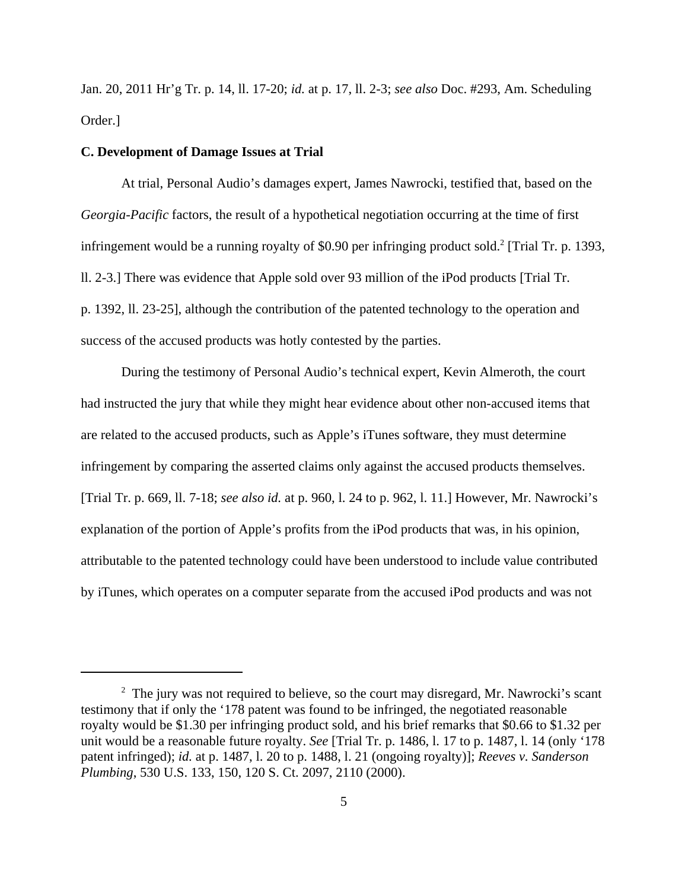Jan. 20, 2011 Hr'g Tr. p. 14, ll. 17-20; *id.* at p. 17, ll. 2-3; *see also* Doc. #293, Am. Scheduling Order.]

**C. Development of Damage Issues at Trial**

At trial, Personal Audio's damages expert, James Nawrocki, testified that, based on the *Georgia-Pacific* factors, the result of a hypothetical negotiation occurring at the time of first infringement would be a running royalty of $0.90 per infringing product sold.[2] [Trial Tr. p. 1393, ll. 2-3.] There was evidence that Apple sold over 93 million of the iPod products [Trial Tr. p. 1392, ll. 23-25], although the contribution of the patented technology to the operation and success of the accused products was hotly contested by the parties.

During the testimony of Personal Audio's technical expert, Kevin Almeroth, the court had instructed the jury that while they might hear evidence about other non-accused items that are related to the accused products, such as Apple's iTunes software, they must determine infringement by comparing the asserted claims only against the accused products themselves. [Trial Tr. p. 669, ll. 7-18; *see also id.* at p. 960, l. 24 to p. 962, l. 11.] However, Mr. Nawrocki's explanation of the portion of Apple's profits from the iPod products that was, in his opinion, attributable to the patented technology could have been understood to include value contributed by iTunes, which operates on a computer separate from the accused iPod products and was not

[2] The jury was not required to believe, so the court may disregard, Mr. Nawrocki's scant testimony that if only the '178 patent was found to be infringed, the negotiated reasonable royalty would be $1.30 per infringing product sold, and his brief remarks that $0.66 to $1.32 per unit would be a reasonable future royalty. *See* [Trial Tr. p. 1486, l. 17 to p. 1487, l. 14 (only '178 patent infringed); *id.* at p. 1487, l. 20 to p. 1488, l. 21 (ongoing royalty)]; *Reeves v. Sanderson Plumbing*, 530 U.S. 133, 150, 120 S. Ct. 2097, 2110 (2000).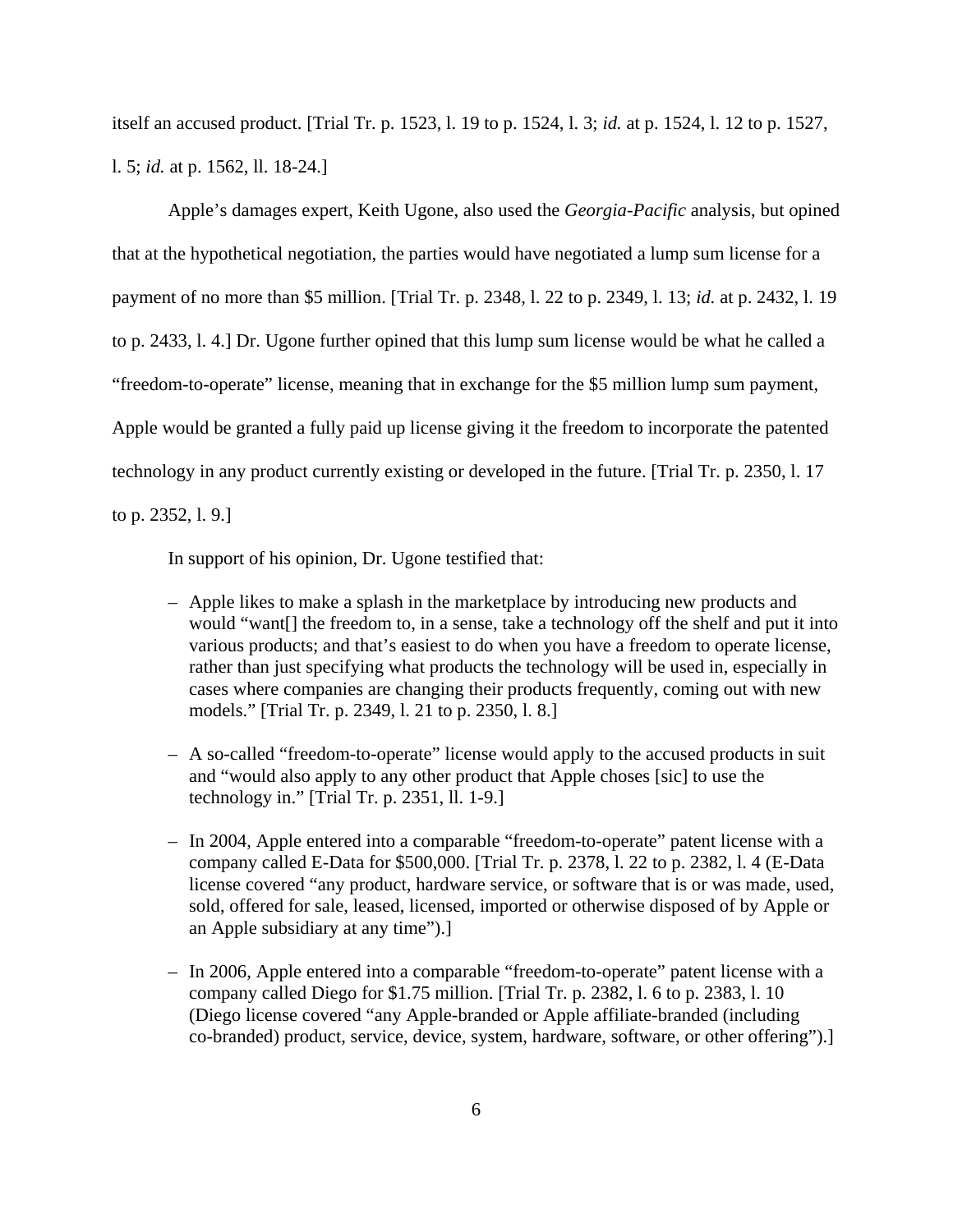itself an accused product. [Trial Tr. p. 1523, l. 19 to p. 1524, l. 3; *id.* at p. 1524, l. 12 to p. 1527, l. 5; *id.* at p. 1562, ll. 18-24.]

Apple's damages expert, Keith Ugone, also used the *Georgia-Pacific* analysis, but opined that at the hypothetical negotiation, the parties would have negotiated a lump sum license for a payment of no more than $5 million. [Trial Tr. p. 2348, l. 22 to p. 2349, l. 13; *id.* at p. 2432, l. 19 to p. 2433, l. 4.] Dr. Ugone further opined that this lump sum license would be what he called a "freedom-to-operate" license, meaning that in exchange for the $5 million lump sum payment, Apple would be granted a fully paid up license giving it the freedom to incorporate the patented technology in any product currently existing or developed in the future. [Trial Tr. p. 2350, l. 17 to p. 2352, l. 9.]

In support of his opinion, Dr. Ugone testified that:

– Apple likes to make a splash in the marketplace by introducing new products and would "want[] the freedom to, in a sense, take a technology off the shelf and put it into various products; and that's easiest to do when you have a freedom to operate license, rather than just specifying what products the technology will be used in, especially in cases where companies are changing their products frequently, coming out with new models." [Trial Tr. p. 2349, l. 21 to p. 2350, l. 8.]

– A so-called "freedom-to-operate" license would apply to the accused products in suit and "would also apply to any other product that Apple choses [sic] to use the technology in." [Trial Tr. p. 2351, ll. 1-9.]

– In 2004, Apple entered into a comparable "freedom-to-operate" patent license with a company called E-Data for $500,000. [Trial Tr. p. 2378, l. 22 to p. 2382, l. 4 (E-Data license covered "any product, hardware service, or software that is or was made, used, sold, offered for sale, leased, licensed, imported or otherwise disposed of by Apple or an Apple subsidiary at any time").]

– In 2006, Apple entered into a comparable "freedom-to-operate" patent license with a company called Diego for $1.75 million. [Trial Tr. p. 2382, l. 6 to p. 2383, l. 10 (Diego license covered "any Apple-branded or Apple affiliate-branded (including co-branded) product, service, device, system, hardware, software, or other offering").]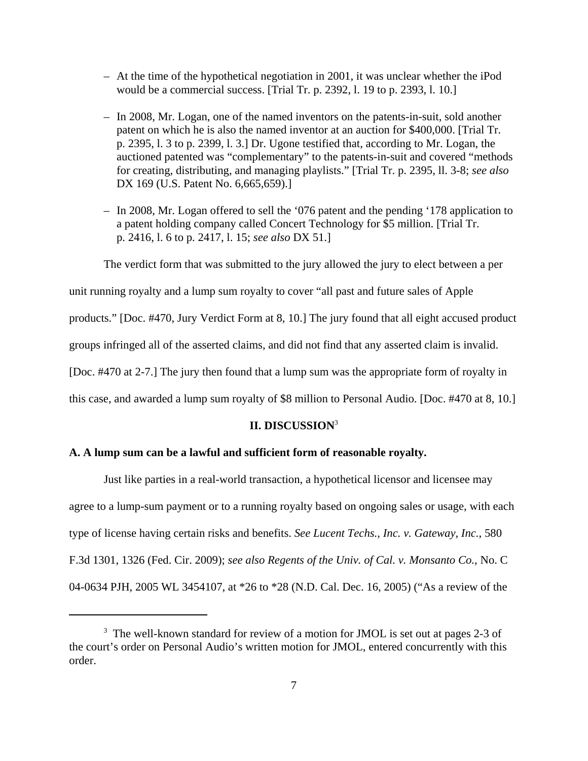- At the time of the hypothetical negotiation in 2001, it was unclear whether the iPod would be a commercial success. [Trial Tr. p. 2392, l. 19 to p. 2393, l. 10.]

- In 2008, Mr. Logan, one of the named inventors on the patents-in-suit, sold another patent on which he is also the named inventor at an auction for $400,000. [Trial Tr. p. 2395, l. 3 to p. 2399, l. 3.] Dr. Ugone testified that, according to Mr. Logan, the auctioned patented was "complementary" to the patents-in-suit and covered "methods for creating, distributing, and managing playlists." [Trial Tr. p. 2395, ll. 3-8; *see also* DX 169 (U.S. Patent No. 6,665,659).]

- In 2008, Mr. Logan offered to sell the '076 patent and the pending '178 application to a patent holding company called Concert Technology for $5 million. [Trial Tr. p. 2416, l. 6 to p. 2417, l. 15; *see also* DX 51.]

The verdict form that was submitted to the jury allowed the jury to elect between a per unit running royalty and a lump sum royalty to cover "all past and future sales of Apple products." [Doc. #470, Jury Verdict Form at 8, 10.] The jury found that all eight accused product groups infringed all of the asserted claims, and did not find that any asserted claim is invalid. [Doc. #470 at 2-7.] The jury then found that a lump sum was the appropriate form of royalty in this case, and awarded a lump sum royalty of $8 million to Personal Audio. [Doc. #470 at 8, 10.]

## II. DISCUSSION[3]

### A. A lump sum can be a lawful and sufficient form of reasonable royalty.

Just like parties in a real-world transaction, a hypothetical licensor and licensee may agree to a lump-sum payment or to a running royalty based on ongoing sales or usage, with each type of license having certain risks and benefits. *See Lucent Techs., Inc. v. Gateway, Inc.*, 580 F.3d 1301, 1326 (Fed. Cir. 2009); *see also Regents of the Univ. of Cal. v. Monsanto Co.*, No. C 04-0634 PJH, 2005 WL 3454107, at *26 to *28 (N.D. Cal. Dec. 16, 2005) ("As a review of the

[3] The well-known standard for review of a motion for JMOL is set out at pages 2-3 of the court's order on Personal Audio's written motion for JMOL, entered concurrently with this order.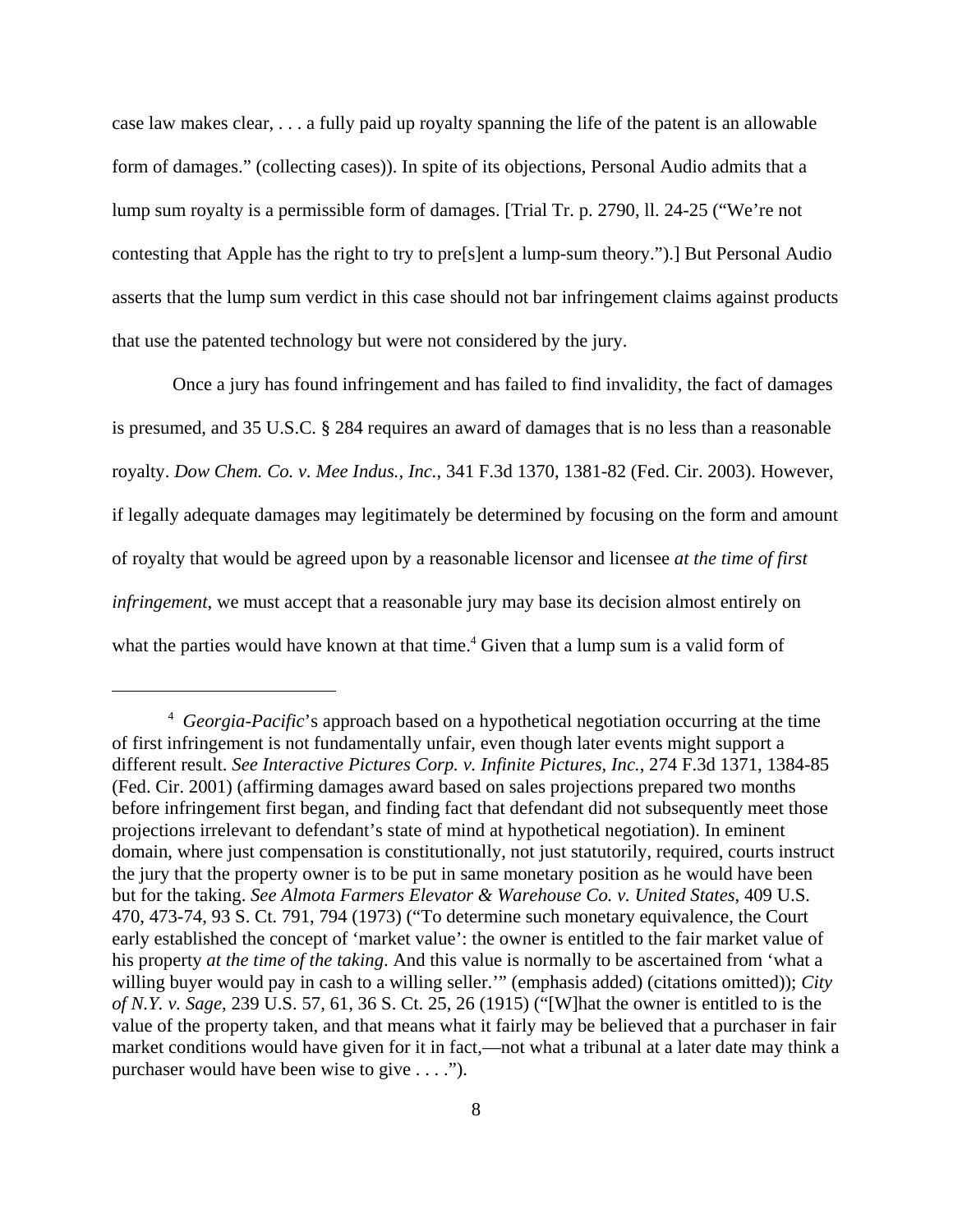case law makes clear, . . . a fully paid up royalty spanning the life of the patent is an allowable form of damages." (collecting cases)). In spite of its objections, Personal Audio admits that a lump sum royalty is a permissible form of damages. [Trial Tr. p. 2790, ll. 24-25 ("We're not contesting that Apple has the right to try to pre[s]ent a lump-sum theory.").] But Personal Audio asserts that the lump sum verdict in this case should not bar infringement claims against products that use the patented technology but were not considered by the jury.

Once a jury has found infringement and has failed to find invalidity, the fact of damages is presumed, and 35 U.S.C. § 284 requires an award of damages that is no less than a reasonable royalty. *Dow Chem. Co. v. Mee Indus., Inc.*, 341 F.3d 1370, 1381-82 (Fed. Cir. 2003). However, if legally adequate damages may legitimately be determined by focusing on the form and amount of royalty that would be agreed upon by a reasonable licensor and licensee *at the time of first infringement*, we must accept that a reasonable jury may base its decision almost entirely on what the parties would have known at that time.[4] Given that a lump sum is a valid form of

---

[4] *Georgia-Pacific*'s approach based on a hypothetical negotiation occurring at the time of first infringement is not fundamentally unfair, even though later events might support a different result. *See Interactive Pictures Corp. v. Infinite Pictures, Inc.*, 274 F.3d 1371, 1384-85 (Fed. Cir. 2001) (affirming damages award based on sales projections prepared two months before infringement first began, and finding fact that defendant did not subsequently meet those projections irrelevant to defendant's state of mind at hypothetical negotiation). In eminent domain, where just compensation is constitutionally, not just statutorily, required, courts instruct the jury that the property owner is to be put in same monetary position as he would have been but for the taking. *See Almota Farmers Elevator & Warehouse Co. v. United States*, 409 U.S. 470, 473-74, 93 S. Ct. 791, 794 (1973) ("To determine such monetary equivalence, the Court early established the concept of 'market value': the owner is entitled to the fair market value of his property *at the time of the taking*. And this value is normally to be ascertained from 'what a willing buyer would pay in cash to a willing seller.'" (emphasis added) (citations omitted)); *City of N.Y. v. Sage*, 239 U.S. 57, 61, 36 S. Ct. 25, 26 (1915) ("[W]hat the owner is entitled to is the value of the property taken, and that means what it fairly may be believed that a purchaser in fair market conditions would have given for it in fact,—not what a tribunal at a later date may think a purchaser would have been wise to give . . . .").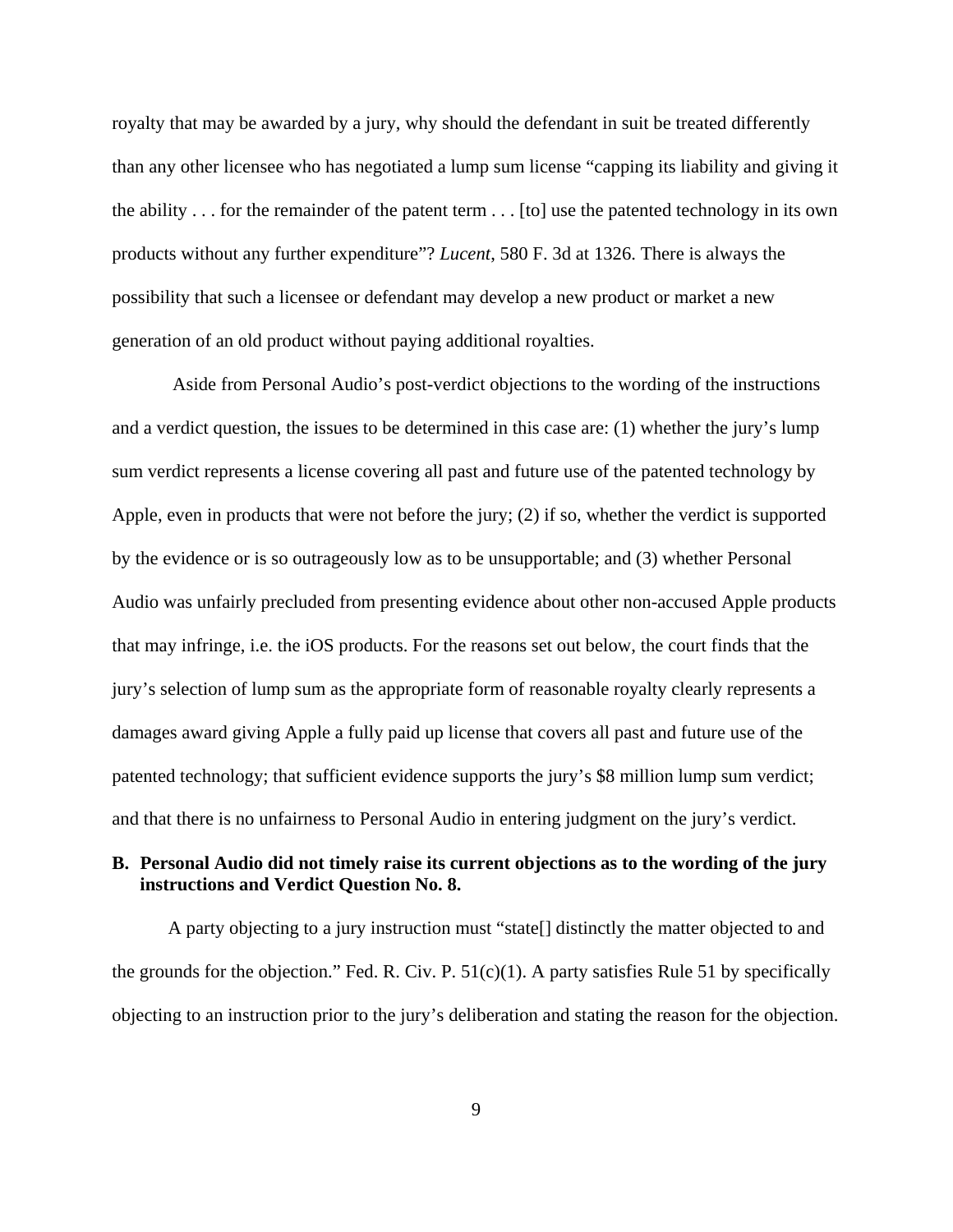royalty that may be awarded by a jury, why should the defendant in suit be treated differently than any other licensee who has negotiated a lump sum license "capping its liability and giving it the ability . . . for the remainder of the patent term . . . [to] use the patented technology in its own products without any further expenditure"? *Lucent*, 580 F. 3d at 1326. There is always the possibility that such a licensee or defendant may develop a new product or market a new generation of an old product without paying additional royalties.

Aside from Personal Audio's post-verdict objections to the wording of the instructions and a verdict question, the issues to be determined in this case are: (1) whether the jury's lump sum verdict represents a license covering all past and future use of the patented technology by Apple, even in products that were not before the jury; (2) if so, whether the verdict is supported by the evidence or is so outrageously low as to be unsupportable; and (3) whether Personal Audio was unfairly precluded from presenting evidence about other non-accused Apple products that may infringe, i.e. the iOS products. For the reasons set out below, the court finds that the jury's selection of lump sum as the appropriate form of reasonable royalty clearly represents a damages award giving Apple a fully paid up license that covers all past and future use of the patented technology; that sufficient evidence supports the jury's $8 million lump sum verdict; and that there is no unfairness to Personal Audio in entering judgment on the jury's verdict.

### B. Personal Audio did not timely raise its current objections as to the wording of the jury instructions and Verdict Question No. 8.

A party objecting to a jury instruction must "state[] distinctly the matter objected to and the grounds for the objection." Fed. R. Civ. P. 51(c)(1). A party satisfies Rule 51 by specifically objecting to an instruction prior to the jury's deliberation and stating the reason for the objection.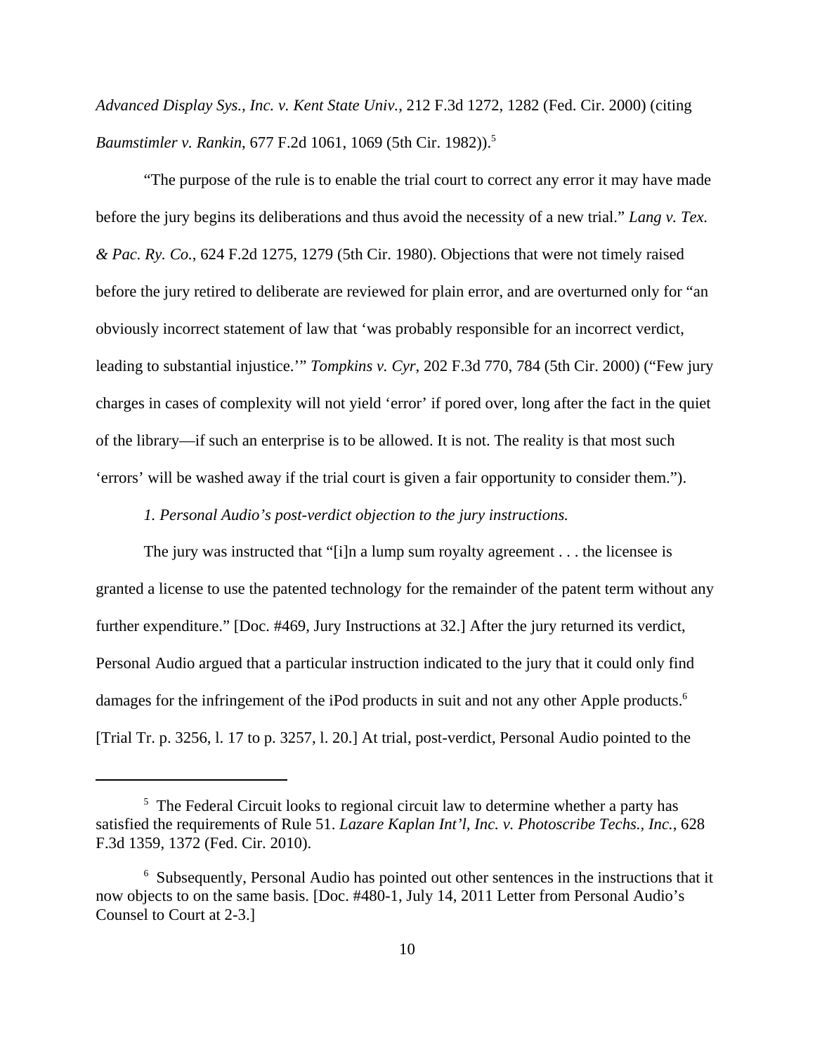*Advanced Display Sys., Inc. v. Kent State Univ.*, 212 F.3d 1272, 1282 (Fed. Cir. 2000) (citing *Baumstimler v. Rankin*, 677 F.2d 1061, 1069 (5th Cir. 1982)).[5]

"The purpose of the rule is to enable the trial court to correct any error it may have made before the jury begins its deliberations and thus avoid the necessity of a new trial." *Lang v. Tex. & Pac. Ry. Co.*, 624 F.2d 1275, 1279 (5th Cir. 1980). Objections that were not timely raised before the jury retired to deliberate are reviewed for plain error, and are overturned only for "an obviously incorrect statement of law that 'was probably responsible for an incorrect verdict, leading to substantial injustice.'" *Tompkins v. Cyr*, 202 F.3d 770, 784 (5th Cir. 2000) ("Few jury charges in cases of complexity will not yield 'error' if pored over, long after the fact in the quiet of the library—if such an enterprise is to be allowed. It is not. The reality is that most such 'errors' will be washed away if the trial court is given a fair opportunity to consider them.").

*1. Personal Audio's post-verdict objection to the jury instructions.*

The jury was instructed that "[i]n a lump sum royalty agreement . . . the licensee is granted a license to use the patented technology for the remainder of the patent term without any further expenditure." [Doc. #469, Jury Instructions at 32.] After the jury returned its verdict, Personal Audio argued that a particular instruction indicated to the jury that it could only find damages for the infringement of the iPod products in suit and not any other Apple products.[6] [Trial Tr. p. 3256, l. 17 to p. 3257, l. 20.] At trial, post-verdict, Personal Audio pointed to the

---

[5] The Federal Circuit looks to regional circuit law to determine whether a party has satisfied the requirements of Rule 51. *Lazare Kaplan Int'l, Inc. v. Photoscribe Techs., Inc.*, 628 F.3d 1359, 1372 (Fed. Cir. 2010).

[6] Subsequently, Personal Audio has pointed out other sentences in the instructions that it now objects to on the same basis. [Doc. #480-1, July 14, 2011 Letter from Personal Audio's Counsel to Court at 2-3.]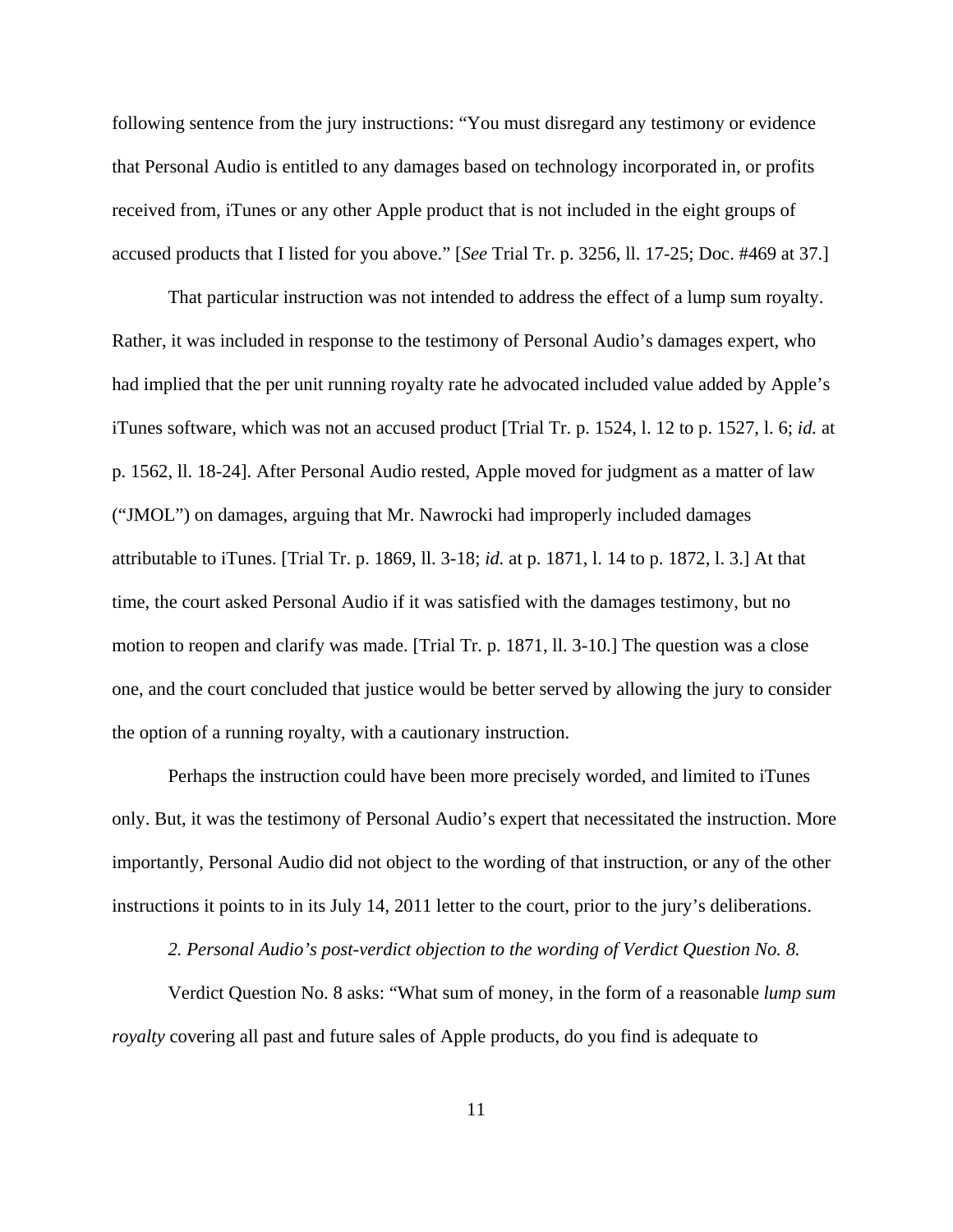following sentence from the jury instructions: "You must disregard any testimony or evidence that Personal Audio is entitled to any damages based on technology incorporated in, or profits received from, iTunes or any other Apple product that is not included in the eight groups of accused products that I listed for you above." [*See* Trial Tr. p. 3256, ll. 17-25; Doc. #469 at 37.]

That particular instruction was not intended to address the effect of a lump sum royalty. Rather, it was included in response to the testimony of Personal Audio's damages expert, who had implied that the per unit running royalty rate he advocated included value added by Apple's iTunes software, which was not an accused product [Trial Tr. p. 1524, l. 12 to p. 1527, l. 6; *id.* at p. 1562, ll. 18-24]. After Personal Audio rested, Apple moved for judgment as a matter of law ("JMOL") on damages, arguing that Mr. Nawrocki had improperly included damages attributable to iTunes. [Trial Tr. p. 1869, ll. 3-18; *id.* at p. 1871, l. 14 to p. 1872, l. 3.] At that time, the court asked Personal Audio if it was satisfied with the damages testimony, but no motion to reopen and clarify was made. [Trial Tr. p. 1871, ll. 3-10.] The question was a close one, and the court concluded that justice would be better served by allowing the jury to consider the option of a running royalty, with a cautionary instruction.

Perhaps the instruction could have been more precisely worded, and limited to iTunes only. But, it was the testimony of Personal Audio's expert that necessitated the instruction. More importantly, Personal Audio did not object to the wording of that instruction, or any of the other instructions it points to in its July 14, 2011 letter to the court, prior to the jury's deliberations.

*2. Personal Audio's post-verdict objection to the wording of Verdict Question No. 8.*

Verdict Question No. 8 asks: "What sum of money, in the form of a reasonable *lump sum royalty* covering all past and future sales of Apple products, do you find is adequate to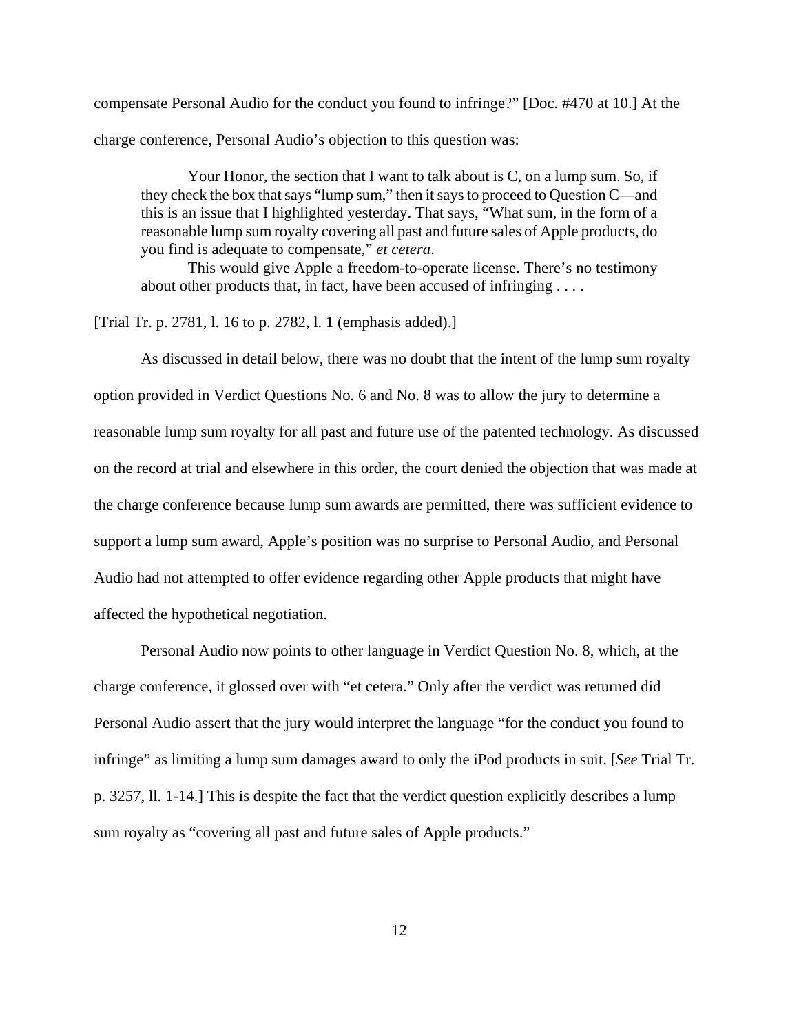compensate Personal Audio for the conduct you found to infringe?" [Doc. #470 at 10.] At the charge conference, Personal Audio's objection to this question was:

> Your Honor, the section that I want to talk about is C, on a lump sum. So, if they check the box that says "lump sum," then it says to proceed to Question C—and this is an issue that I highlighted yesterday. That says, "What sum, in the form of a reasonable lump sum royalty covering all past and future sales of Apple products, do you find is adequate to compensate," *et cetera*.
>
> This would give Apple a freedom-to-operate license. There's no testimony about other products that, in fact, have been accused of infringing . . . .

[Trial Tr. p. 2781, l. 16 to p. 2782, l. 1 (emphasis added).]

As discussed in detail below, there was no doubt that the intent of the lump sum royalty option provided in Verdict Questions No. 6 and No. 8 was to allow the jury to determine a reasonable lump sum royalty for all past and future use of the patented technology. As discussed on the record at trial and elsewhere in this order, the court denied the objection that was made at the charge conference because lump sum awards are permitted, there was sufficient evidence to support a lump sum award, Apple's position was no surprise to Personal Audio, and Personal Audio had not attempted to offer evidence regarding other Apple products that might have affected the hypothetical negotiation.

Personal Audio now points to other language in Verdict Question No. 8, which, at the charge conference, it glossed over with "et cetera." Only after the verdict was returned did Personal Audio assert that the jury would interpret the language "for the conduct you found to infringe" as limiting a lump sum damages award to only the iPod products in suit. [*See* Trial Tr. p. 3257, ll. 1-14.] This is despite the fact that the verdict question explicitly describes a lump sum royalty as "covering all past and future sales of Apple products."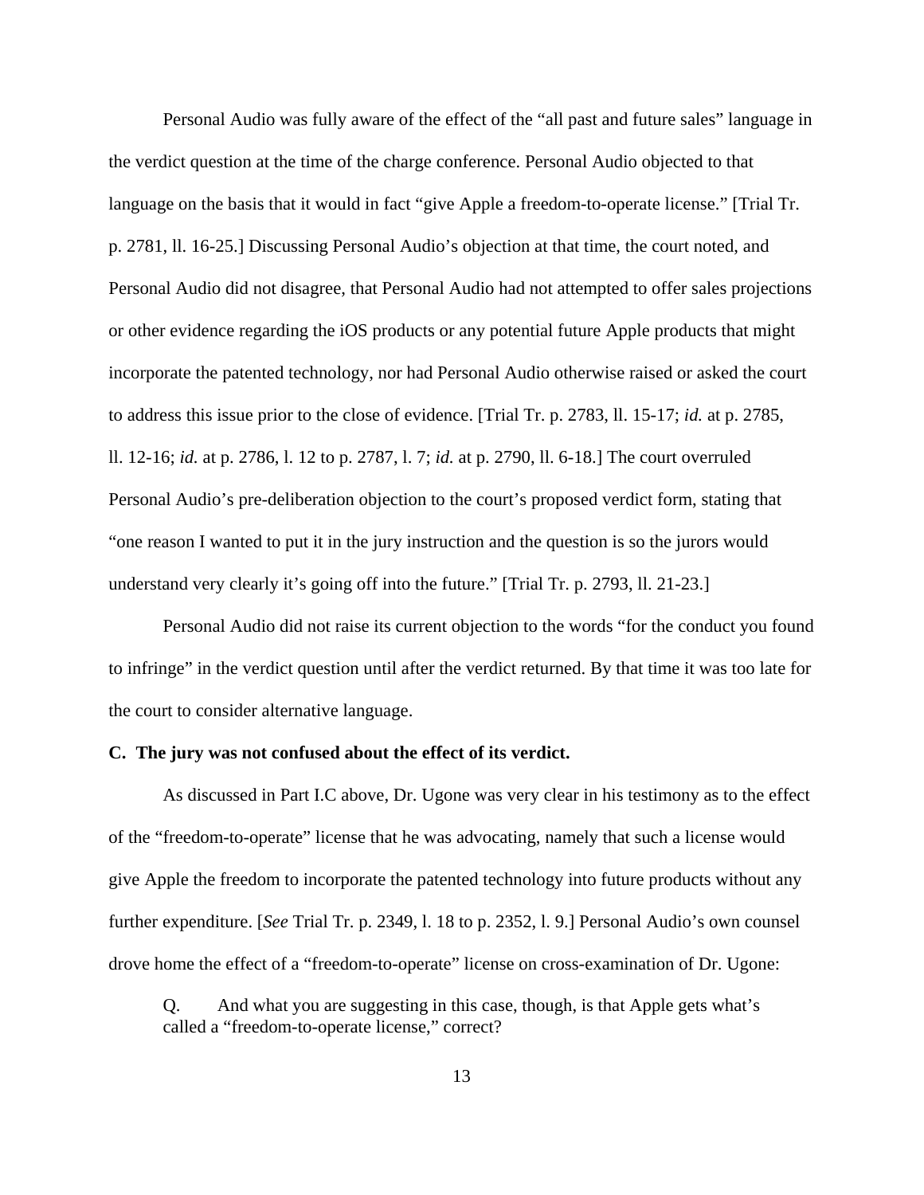Personal Audio was fully aware of the effect of the "all past and future sales" language in the verdict question at the time of the charge conference. Personal Audio objected to that language on the basis that it would in fact "give Apple a freedom-to-operate license." [Trial Tr. p. 2781, ll. 16-25.] Discussing Personal Audio's objection at that time, the court noted, and Personal Audio did not disagree, that Personal Audio had not attempted to offer sales projections or other evidence regarding the iOS products or any potential future Apple products that might incorporate the patented technology, nor had Personal Audio otherwise raised or asked the court to address this issue prior to the close of evidence. [Trial Tr. p. 2783, ll. 15-17; *id.* at p. 2785, ll. 12-16; *id.* at p. 2786, l. 12 to p. 2787, l. 7; *id.* at p. 2790, ll. 6-18.] The court overruled Personal Audio's pre-deliberation objection to the court's proposed verdict form, stating that "one reason I wanted to put it in the jury instruction and the question is so the jurors would understand very clearly it's going off into the future." [Trial Tr. p. 2793, ll. 21-23.]

Personal Audio did not raise its current objection to the words "for the conduct you found to infringe" in the verdict question until after the verdict returned. By that time it was too late for the court to consider alternative language.

**C. The jury was not confused about the effect of its verdict.**

As discussed in Part I.C above, Dr. Ugone was very clear in his testimony as to the effect of the "freedom-to-operate" license that he was advocating, namely that such a license would give Apple the freedom to incorporate the patented technology into future products without any further expenditure. [*See* Trial Tr. p. 2349, l. 18 to p. 2352, l. 9.] Personal Audio's own counsel drove home the effect of a "freedom-to-operate" license on cross-examination of Dr. Ugone:

> Q. And what you are suggesting in this case, though, is that Apple gets what's called a "freedom-to-operate license," correct?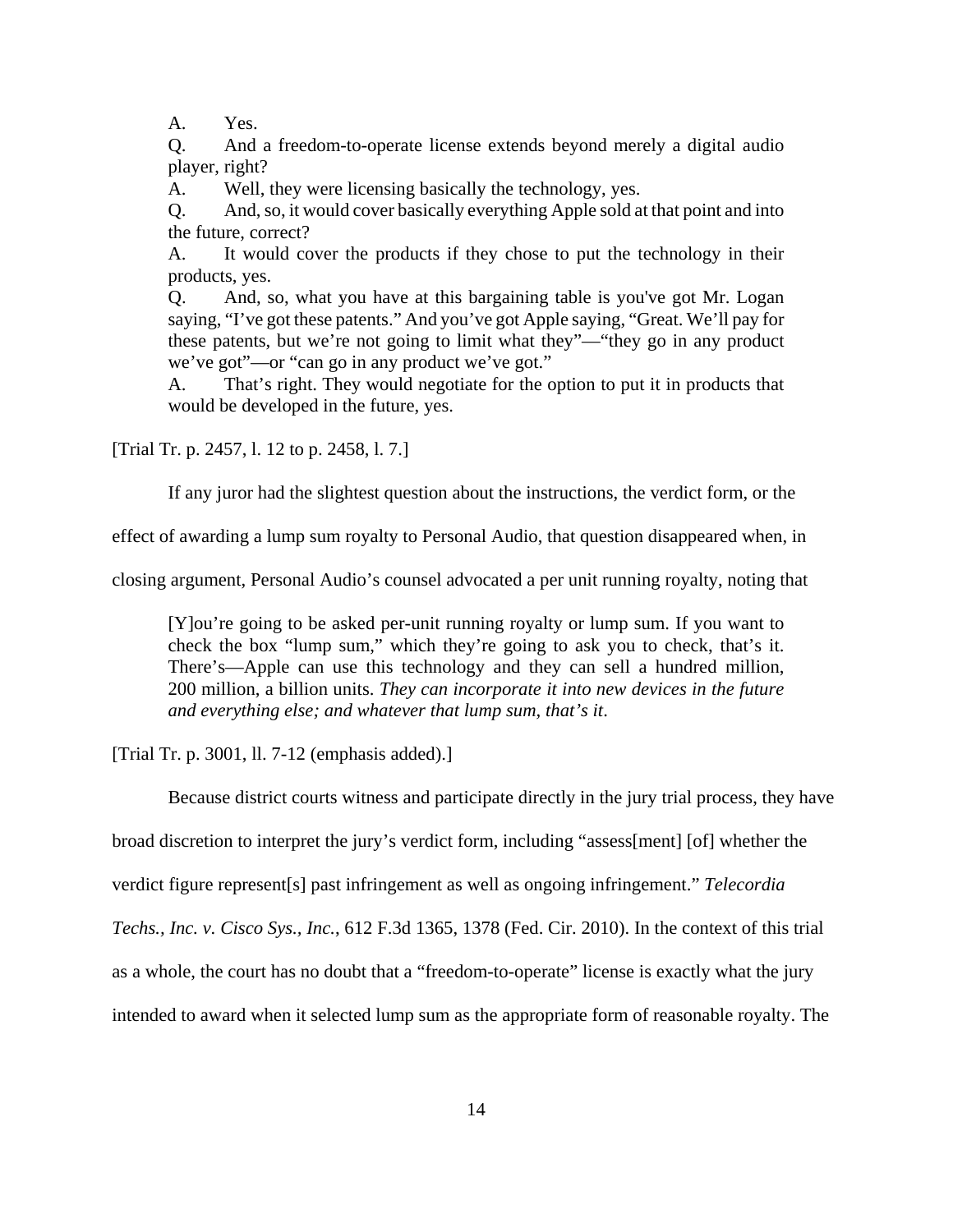> A. Yes.
>
> Q. And a freedom-to-operate license extends beyond merely a digital audio player, right?
>
> A. Well, they were licensing basically the technology, yes.
>
> Q. And, so, it would cover basically everything Apple sold at that point and into the future, correct?
>
> A. It would cover the products if they chose to put the technology in their products, yes.
>
> Q. And, so, what you have at this bargaining table is you've got Mr. Logan saying, "I've got these patents." And you've got Apple saying, "Great. We'll pay for these patents, but we're not going to limit what they"—"they go in any product we've got"—or "can go in any product we've got."
>
> A. That's right. They would negotiate for the option to put it in products that would be developed in the future, yes.

[Trial Tr. p. 2457, l. 12 to p. 2458, l. 7.]

If any juror had the slightest question about the instructions, the verdict form, or the effect of awarding a lump sum royalty to Personal Audio, that question disappeared when, in closing argument, Personal Audio's counsel advocated a per unit running royalty, noting that

> [Y]ou're going to be asked per-unit running royalty or lump sum. If you want to check the box "lump sum," which they're going to ask you to check, that's it. There's—Apple can use this technology and they can sell a hundred million, 200 million, a billion units. *They can incorporate it into new devices in the future and everything else; and whatever that lump sum, that's it*.

[Trial Tr. p. 3001, ll. 7-12 (emphasis added).]

Because district courts witness and participate directly in the jury trial process, they have broad discretion to interpret the jury's verdict form, including "assess[ment] [of] whether the verdict figure represent[s] past infringement as well as ongoing infringement." *Telecordia Techs., Inc. v. Cisco Sys., Inc.*, 612 F.3d 1365, 1378 (Fed. Cir. 2010). In the context of this trial as a whole, the court has no doubt that a "freedom-to-operate" license is exactly what the jury intended to award when it selected lump sum as the appropriate form of reasonable royalty. The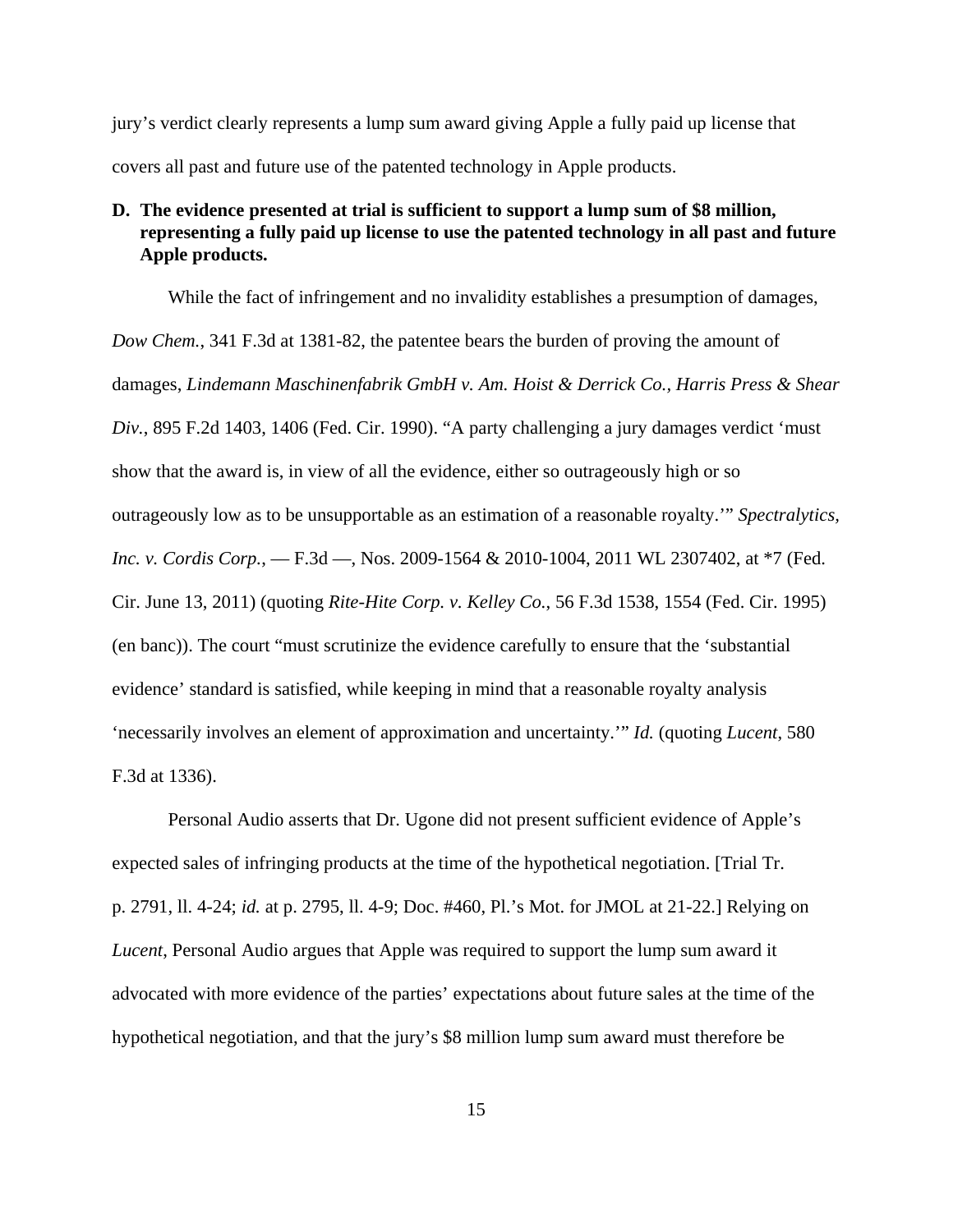jury's verdict clearly represents a lump sum award giving Apple a fully paid up license that covers all past and future use of the patented technology in Apple products.

**D. The evidence presented at trial is sufficient to support a lump sum of $8 million, representing a fully paid up license to use the patented technology in all past and future Apple products.**

While the fact of infringement and no invalidity establishes a presumption of damages, *Dow Chem.*, 341 F.3d at 1381-82, the patentee bears the burden of proving the amount of damages, *Lindemann Maschinenfabrik GmbH v. Am. Hoist & Derrick Co., Harris Press & Shear Div.*, 895 F.2d 1403, 1406 (Fed. Cir. 1990). "A party challenging a jury damages verdict 'must show that the award is, in view of all the evidence, either so outrageously high or so outrageously low as to be unsupportable as an estimation of a reasonable royalty.'" *Spectralytics, Inc. v. Cordis Corp.*, — F.3d —, Nos. 2009-1564 & 2010-1004, 2011 WL 2307402, at *7 (Fed. Cir. June 13, 2011) (quoting *Rite-Hite Corp. v. Kelley Co.*, 56 F.3d 1538, 1554 (Fed. Cir. 1995) (en banc)). The court "must scrutinize the evidence carefully to ensure that the 'substantial evidence' standard is satisfied, while keeping in mind that a reasonable royalty analysis 'necessarily involves an element of approximation and uncertainty.'" *Id.* (quoting *Lucent*, 580 F.3d at 1336).

Personal Audio asserts that Dr. Ugone did not present sufficient evidence of Apple's expected sales of infringing products at the time of the hypothetical negotiation. [Trial Tr. p. 2791, ll. 4-24; *id.* at p. 2795, ll. 4-9; Doc. #460, Pl.'s Mot. for JMOL at 21-22.] Relying on *Lucent*, Personal Audio argues that Apple was required to support the lump sum award it advocated with more evidence of the parties' expectations about future sales at the time of the hypothetical negotiation, and that the jury's $8 million lump sum award must therefore be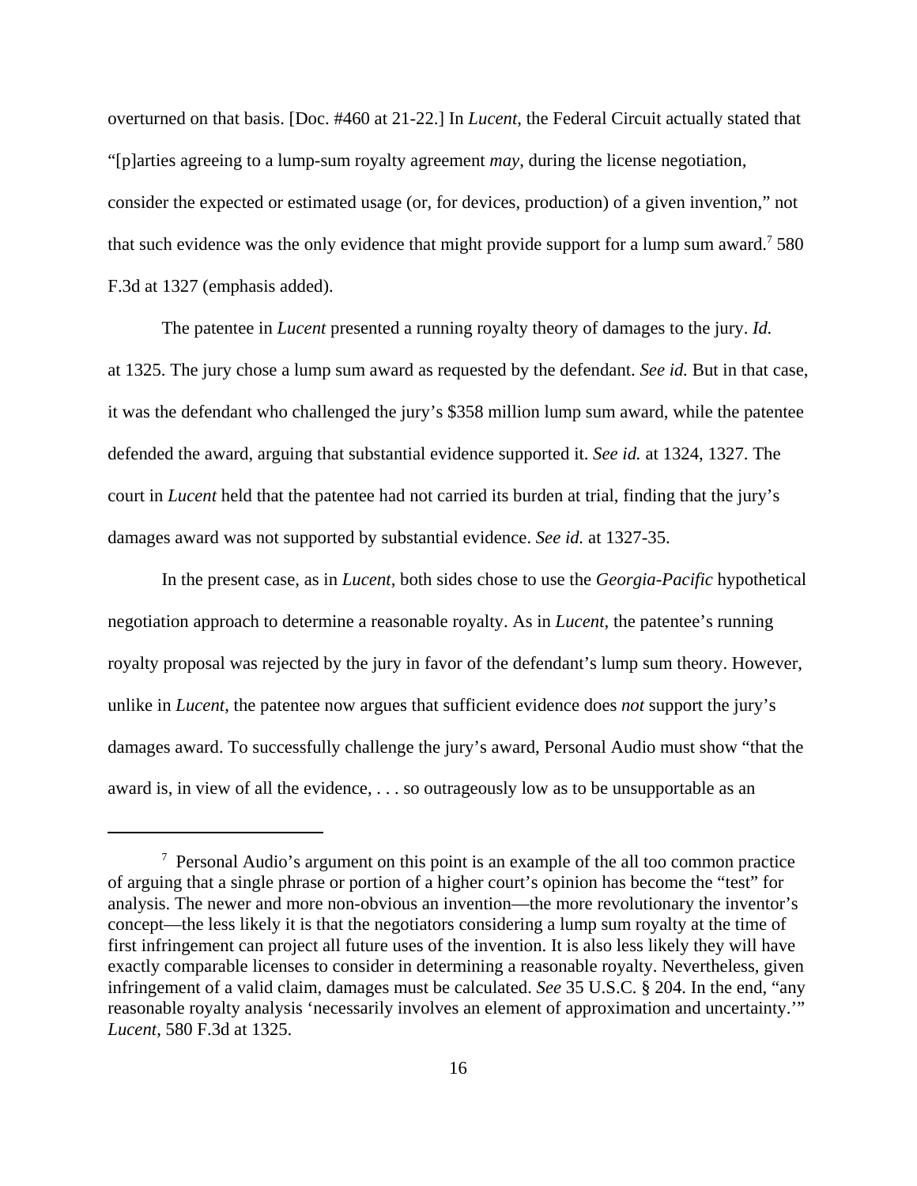overturned on that basis. [Doc. #460 at 21-22.] In *Lucent*, the Federal Circuit actually stated that "[p]arties agreeing to a lump-sum royalty agreement *may*, during the license negotiation, consider the expected or estimated usage (or, for devices, production) of a given invention," not that such evidence was the only evidence that might provide support for a lump sum award.[7] 580 F.3d at 1327 (emphasis added).

The patentee in *Lucent* presented a running royalty theory of damages to the jury. *Id.* at 1325. The jury chose a lump sum award as requested by the defendant. *See id.* But in that case, it was the defendant who challenged the jury's $358 million lump sum award, while the patentee defended the award, arguing that substantial evidence supported it. *See id.* at 1324, 1327. The court in *Lucent* held that the patentee had not carried its burden at trial, finding that the jury's damages award was not supported by substantial evidence. *See id.* at 1327-35.

In the present case, as in *Lucent*, both sides chose to use the *Georgia-Pacific* hypothetical negotiation approach to determine a reasonable royalty. As in *Lucent*, the patentee's running royalty proposal was rejected by the jury in favor of the defendant's lump sum theory. However, unlike in *Lucent*, the patentee now argues that sufficient evidence does *not* support the jury's damages award. To successfully challenge the jury's award, Personal Audio must show "that the award is, in view of all the evidence, . . . so outrageously low as to be unsupportable as an

---

[7] Personal Audio's argument on this point is an example of the all too common practice of arguing that a single phrase or portion of a higher court's opinion has become the "test" for analysis. The newer and more non-obvious an invention—the more revolutionary the inventor's concept—the less likely it is that the negotiators considering a lump sum royalty at the time of first infringement can project all future uses of the invention. It is also less likely they will have exactly comparable licenses to consider in determining a reasonable royalty. Nevertheless, given infringement of a valid claim, damages must be calculated. *See* 35 U.S.C. § 204. In the end, "any reasonable royalty analysis 'necessarily involves an element of approximation and uncertainty.'" *Lucent*, 580 F.3d at 1325.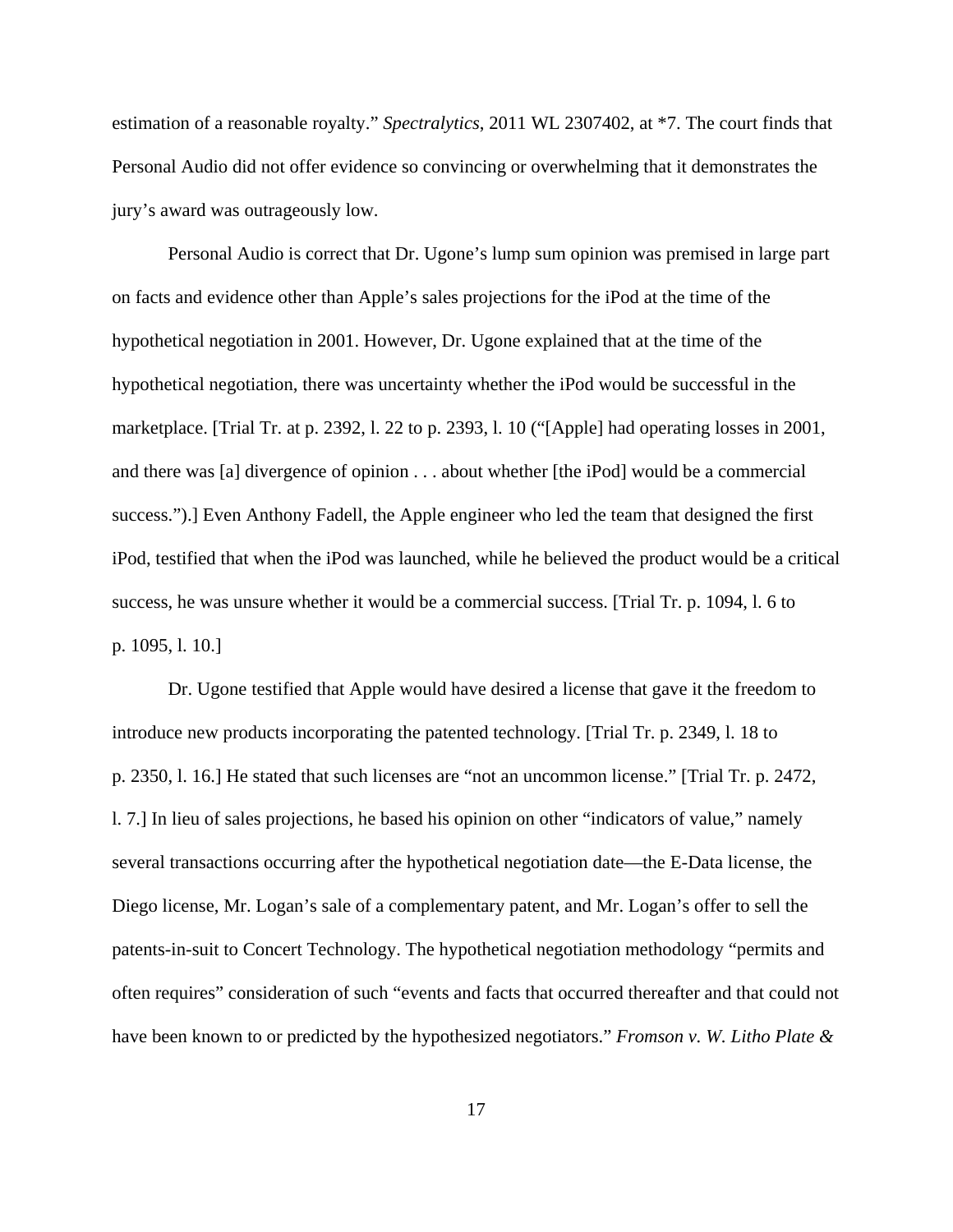estimation of a reasonable royalty." *Spectralytics*, 2011 WL 2307402, at *7. The court finds that Personal Audio did not offer evidence so convincing or overwhelming that it demonstrates the jury's award was outrageously low.

Personal Audio is correct that Dr. Ugone's lump sum opinion was premised in large part on facts and evidence other than Apple's sales projections for the iPod at the time of the hypothetical negotiation in 2001. However, Dr. Ugone explained that at the time of the hypothetical negotiation, there was uncertainty whether the iPod would be successful in the marketplace. [Trial Tr. at p. 2392, l. 22 to p. 2393, l. 10 ("[Apple] had operating losses in 2001, and there was [a] divergence of opinion . . . about whether [the iPod] would be a commercial success.").] Even Anthony Fadell, the Apple engineer who led the team that designed the first iPod, testified that when the iPod was launched, while he believed the product would be a critical success, he was unsure whether it would be a commercial success. [Trial Tr. p. 1094, l. 6 to p. 1095, l. 10.]

Dr. Ugone testified that Apple would have desired a license that gave it the freedom to introduce new products incorporating the patented technology. [Trial Tr. p. 2349, l. 18 to p. 2350, l. 16.] He stated that such licenses are "not an uncommon license." [Trial Tr. p. 2472, l. 7.] In lieu of sales projections, he based his opinion on other "indicators of value," namely several transactions occurring after the hypothetical negotiation date—the E-Data license, the Diego license, Mr. Logan's sale of a complementary patent, and Mr. Logan's offer to sell the patents-in-suit to Concert Technology. The hypothetical negotiation methodology "permits and often requires" consideration of such "events and facts that occurred thereafter and that could not have been known to or predicted by the hypothesized negotiators." *Fromson v. W. Litho Plate &*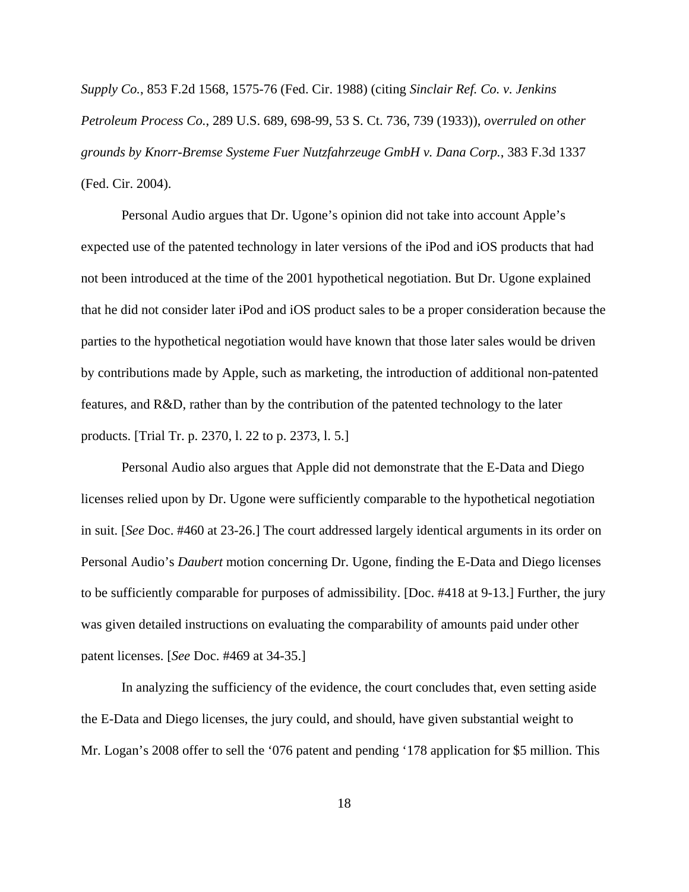*Supply Co.*, 853 F.2d 1568, 1575-76 (Fed. Cir. 1988) (citing *Sinclair Ref. Co. v. Jenkins Petroleum Process Co.*, 289 U.S. 689, 698-99, 53 S. Ct. 736, 739 (1933)), *overruled on other grounds by Knorr-Bremse Systeme Fuer Nutzfahrzeuge GmbH v. Dana Corp.*, 383 F.3d 1337 (Fed. Cir. 2004).

Personal Audio argues that Dr. Ugone's opinion did not take into account Apple's expected use of the patented technology in later versions of the iPod and iOS products that had not been introduced at the time of the 2001 hypothetical negotiation. But Dr. Ugone explained that he did not consider later iPod and iOS product sales to be a proper consideration because the parties to the hypothetical negotiation would have known that those later sales would be driven by contributions made by Apple, such as marketing, the introduction of additional non-patented features, and R&D, rather than by the contribution of the patented technology to the later products. [Trial Tr. p. 2370, l. 22 to p. 2373, l. 5.]

Personal Audio also argues that Apple did not demonstrate that the E-Data and Diego licenses relied upon by Dr. Ugone were sufficiently comparable to the hypothetical negotiation in suit. [*See* Doc. #460 at 23-26.] The court addressed largely identical arguments in its order on Personal Audio's *Daubert* motion concerning Dr. Ugone, finding the E-Data and Diego licenses to be sufficiently comparable for purposes of admissibility. [Doc. #418 at 9-13.] Further, the jury was given detailed instructions on evaluating the comparability of amounts paid under other patent licenses. [*See* Doc. #469 at 34-35.]

In analyzing the sufficiency of the evidence, the court concludes that, even setting aside the E-Data and Diego licenses, the jury could, and should, have given substantial weight to Mr. Logan's 2008 offer to sell the '076 patent and pending '178 application for $5 million. This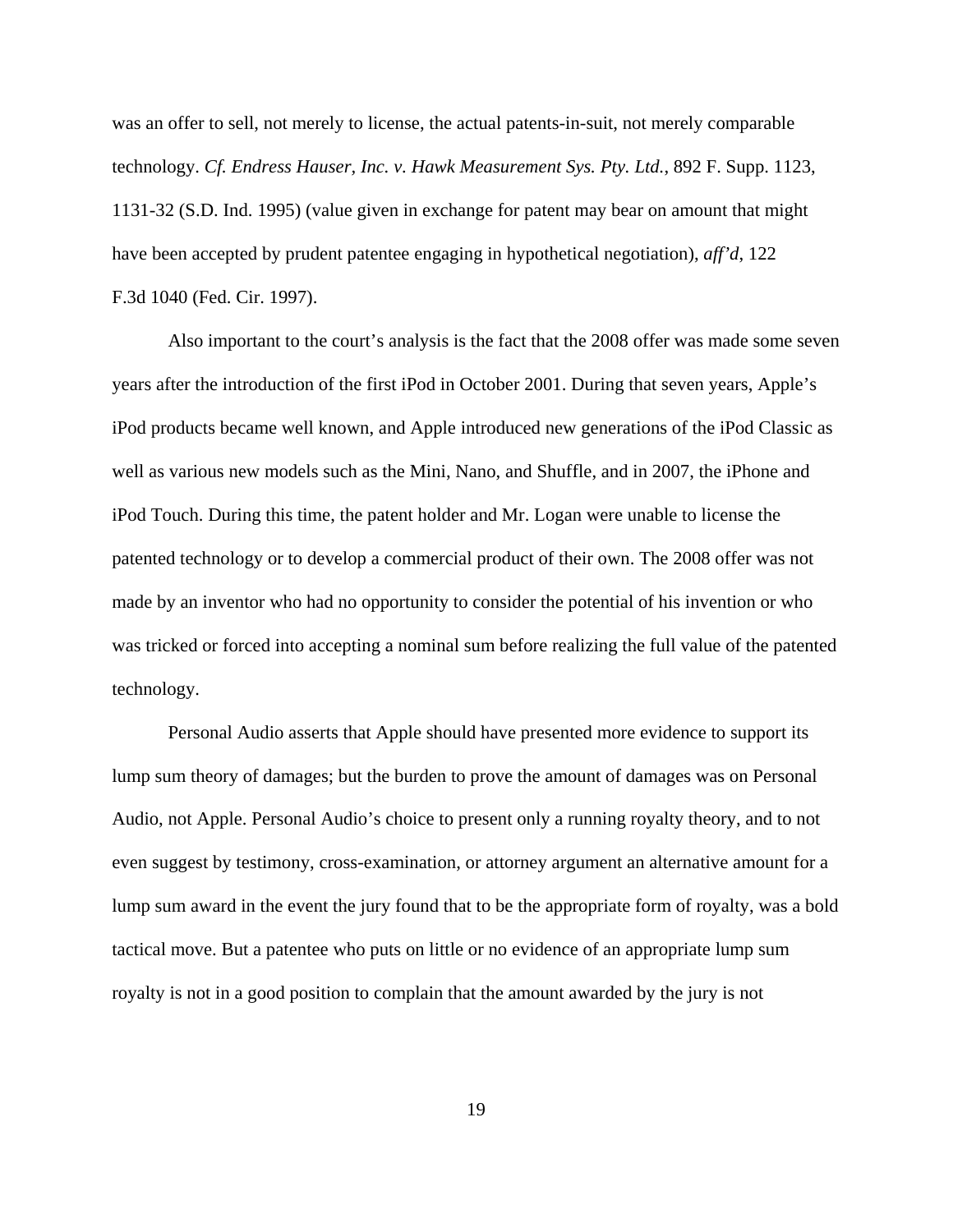was an offer to sell, not merely to license, the actual patents-in-suit, not merely comparable technology. *Cf. Endress Hauser, Inc. v. Hawk Measurement Sys. Pty. Ltd.*, 892 F. Supp. 1123, 1131-32 (S.D. Ind. 1995) (value given in exchange for patent may bear on amount that might have been accepted by prudent patentee engaging in hypothetical negotiation), *aff'd*, 122 F.3d 1040 (Fed. Cir. 1997).

Also important to the court's analysis is the fact that the 2008 offer was made some seven years after the introduction of the first iPod in October 2001. During that seven years, Apple's iPod products became well known, and Apple introduced new generations of the iPod Classic as well as various new models such as the Mini, Nano, and Shuffle, and in 2007, the iPhone and iPod Touch. During this time, the patent holder and Mr. Logan were unable to license the patented technology or to develop a commercial product of their own. The 2008 offer was not made by an inventor who had no opportunity to consider the potential of his invention or who was tricked or forced into accepting a nominal sum before realizing the full value of the patented technology.

Personal Audio asserts that Apple should have presented more evidence to support its lump sum theory of damages; but the burden to prove the amount of damages was on Personal Audio, not Apple. Personal Audio's choice to present only a running royalty theory, and to not even suggest by testimony, cross-examination, or attorney argument an alternative amount for a lump sum award in the event the jury found that to be the appropriate form of royalty, was a bold tactical move. But a patentee who puts on little or no evidence of an appropriate lump sum royalty is not in a good position to complain that the amount awarded by the jury is not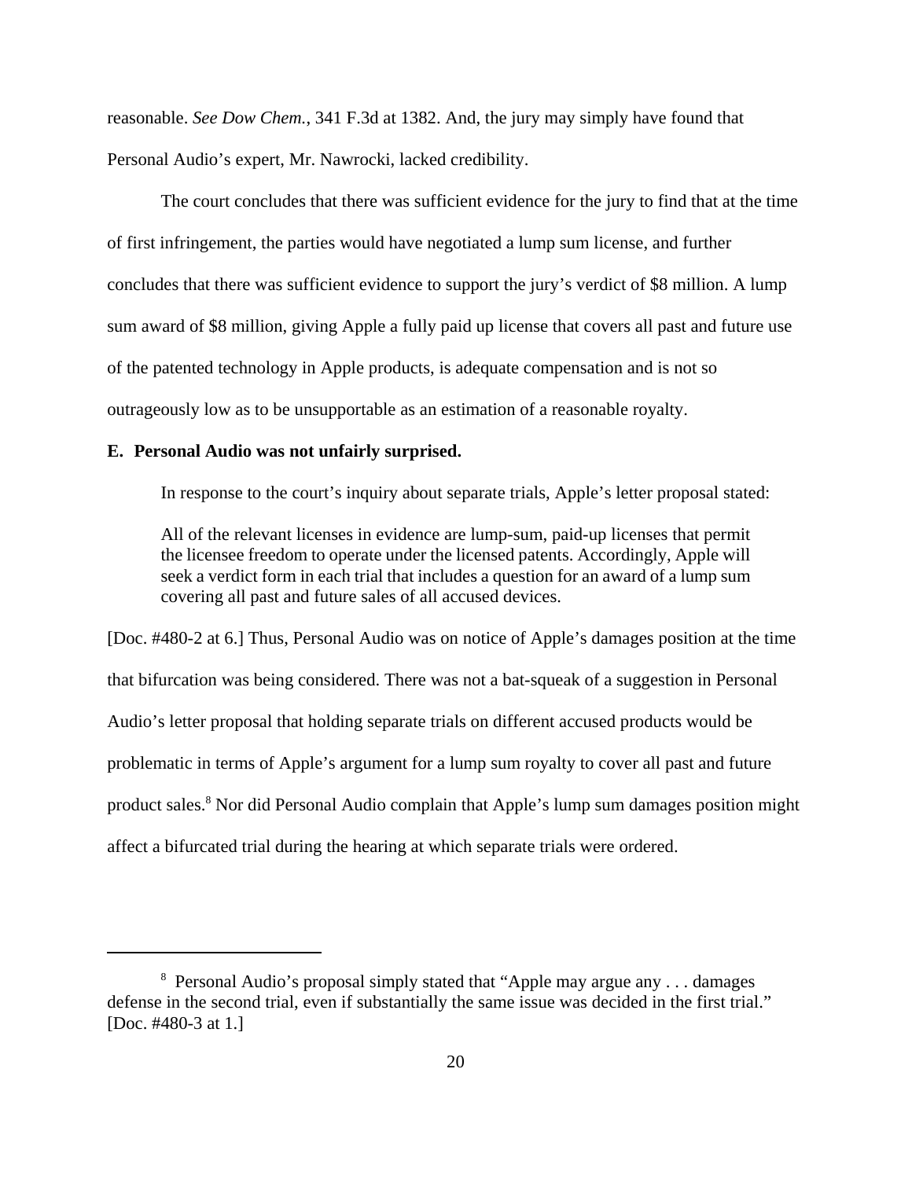reasonable. *See Dow Chem.*, 341 F.3d at 1382. And, the jury may simply have found that Personal Audio's expert, Mr. Nawrocki, lacked credibility.

The court concludes that there was sufficient evidence for the jury to find that at the time of first infringement, the parties would have negotiated a lump sum license, and further concludes that there was sufficient evidence to support the jury's verdict of $8 million. A lump sum award of $8 million, giving Apple a fully paid up license that covers all past and future use of the patented technology in Apple products, is adequate compensation and is not so outrageously low as to be unsupportable as an estimation of a reasonable royalty.

**E. Personal Audio was not unfairly surprised.**

In response to the court's inquiry about separate trials, Apple's letter proposal stated:

> All of the relevant licenses in evidence are lump-sum, paid-up licenses that permit the licensee freedom to operate under the licensed patents. Accordingly, Apple will seek a verdict form in each trial that includes a question for an award of a lump sum covering all past and future sales of all accused devices.

[Doc. #480-2 at 6.] Thus, Personal Audio was on notice of Apple's damages position at the time that bifurcation was being considered. There was not a bat-squeak of a suggestion in Personal Audio's letter proposal that holding separate trials on different accused products would be problematic in terms of Apple's argument for a lump sum royalty to cover all past and future product sales.[8] Nor did Personal Audio complain that Apple's lump sum damages position might affect a bifurcated trial during the hearing at which separate trials were ordered.

---

[8] Personal Audio's proposal simply stated that "Apple may argue any . . . damages defense in the second trial, even if substantially the same issue was decided in the first trial." [Doc. #480-3 at 1.]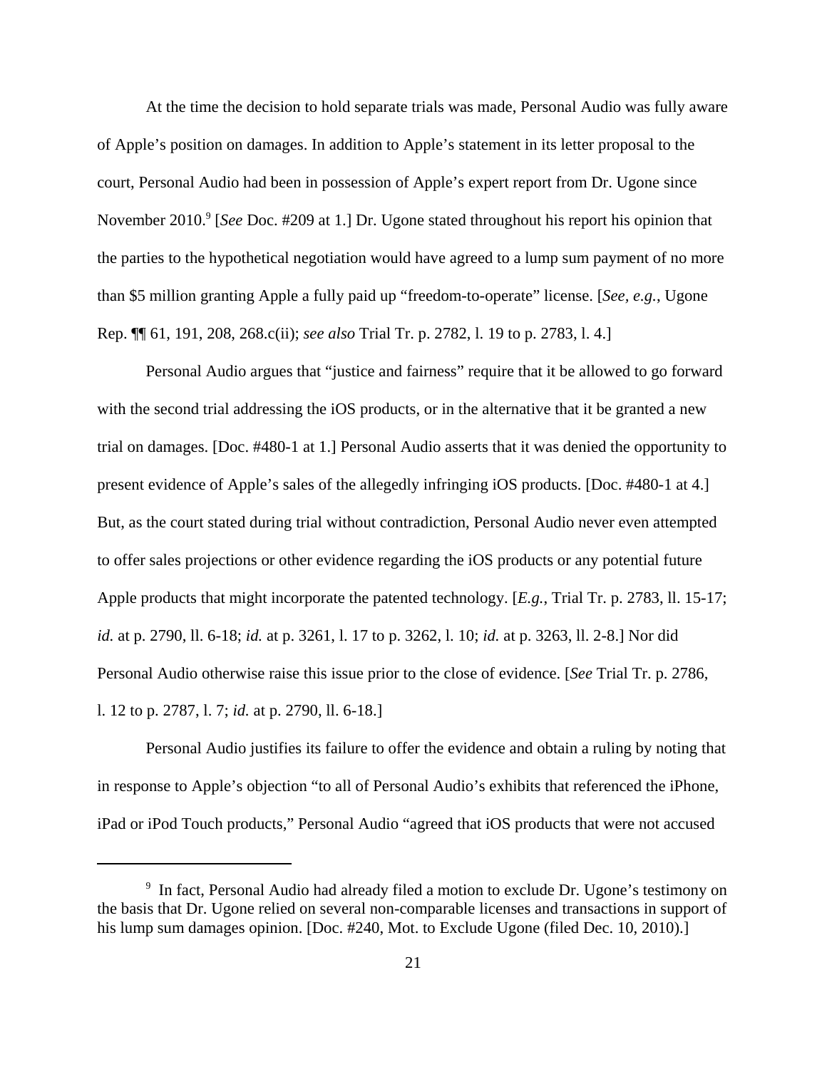At the time the decision to hold separate trials was made, Personal Audio was fully aware of Apple's position on damages. In addition to Apple's statement in its letter proposal to the court, Personal Audio had been in possession of Apple's expert report from Dr. Ugone since November 2010.[9] [*See* Doc. #209 at 1.] Dr. Ugone stated throughout his report his opinion that the parties to the hypothetical negotiation would have agreed to a lump sum payment of no more than $5 million granting Apple a fully paid up "freedom-to-operate" license. [*See, e.g.*, Ugone Rep. ¶¶ 61, 191, 208, 268.c(ii); *see also* Trial Tr. p. 2782, l. 19 to p. 2783, l. 4.]

Personal Audio argues that "justice and fairness" require that it be allowed to go forward with the second trial addressing the iOS products, or in the alternative that it be granted a new trial on damages. [Doc. #480-1 at 1.] Personal Audio asserts that it was denied the opportunity to present evidence of Apple's sales of the allegedly infringing iOS products. [Doc. #480-1 at 4.] But, as the court stated during trial without contradiction, Personal Audio never even attempted to offer sales projections or other evidence regarding the iOS products or any potential future Apple products that might incorporate the patented technology. [*E.g.*, Trial Tr. p. 2783, ll. 15-17; *id.* at p. 2790, ll. 6-18; *id.* at p. 3261, l. 17 to p. 3262, l. 10; *id.* at p. 3263, ll. 2-8.] Nor did Personal Audio otherwise raise this issue prior to the close of evidence. [*See* Trial Tr. p. 2786, l. 12 to p. 2787, l. 7; *id.* at p. 2790, ll. 6-18.]

Personal Audio justifies its failure to offer the evidence and obtain a ruling by noting that in response to Apple's objection "to all of Personal Audio's exhibits that referenced the iPhone, iPad or iPod Touch products," Personal Audio "agreed that iOS products that were not accused

---

[9] In fact, Personal Audio had already filed a motion to exclude Dr. Ugone's testimony on the basis that Dr. Ugone relied on several non-comparable licenses and transactions in support of his lump sum damages opinion. [Doc. #240, Mot. to Exclude Ugone (filed Dec. 10, 2010).]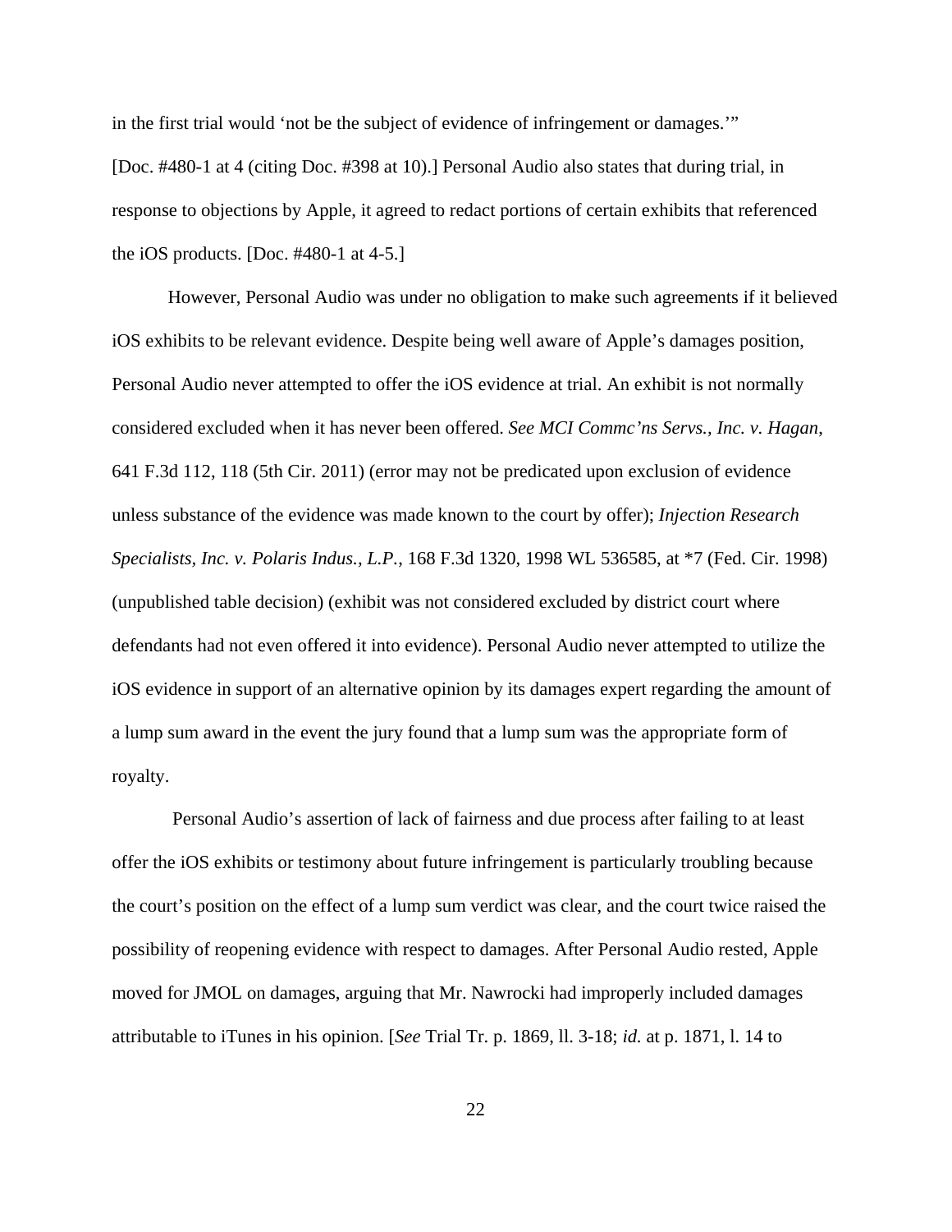in the first trial would 'not be the subject of evidence of infringement or damages.'" [Doc. #480-1 at 4 (citing Doc. #398 at 10).] Personal Audio also states that during trial, in response to objections by Apple, it agreed to redact portions of certain exhibits that referenced the iOS products. [Doc. #480-1 at 4-5.]

However, Personal Audio was under no obligation to make such agreements if it believed iOS exhibits to be relevant evidence. Despite being well aware of Apple's damages position, Personal Audio never attempted to offer the iOS evidence at trial. An exhibit is not normally considered excluded when it has never been offered. *See MCI Commc'ns Servs., Inc. v. Hagan*, 641 F.3d 112, 118 (5th Cir. 2011) (error may not be predicated upon exclusion of evidence unless substance of the evidence was made known to the court by offer); *Injection Research Specialists, Inc. v. Polaris Indus., L.P.*, 168 F.3d 1320, 1998 WL 536585, at *7 (Fed. Cir. 1998) (unpublished table decision) (exhibit was not considered excluded by district court where defendants had not even offered it into evidence). Personal Audio never attempted to utilize the iOS evidence in support of an alternative opinion by its damages expert regarding the amount of a lump sum award in the event the jury found that a lump sum was the appropriate form of royalty.

Personal Audio's assertion of lack of fairness and due process after failing to at least offer the iOS exhibits or testimony about future infringement is particularly troubling because the court's position on the effect of a lump sum verdict was clear, and the court twice raised the possibility of reopening evidence with respect to damages. After Personal Audio rested, Apple moved for JMOL on damages, arguing that Mr. Nawrocki had improperly included damages attributable to iTunes in his opinion. [*See* Trial Tr. p. 1869, ll. 3-18; *id.* at p. 1871, l. 14 to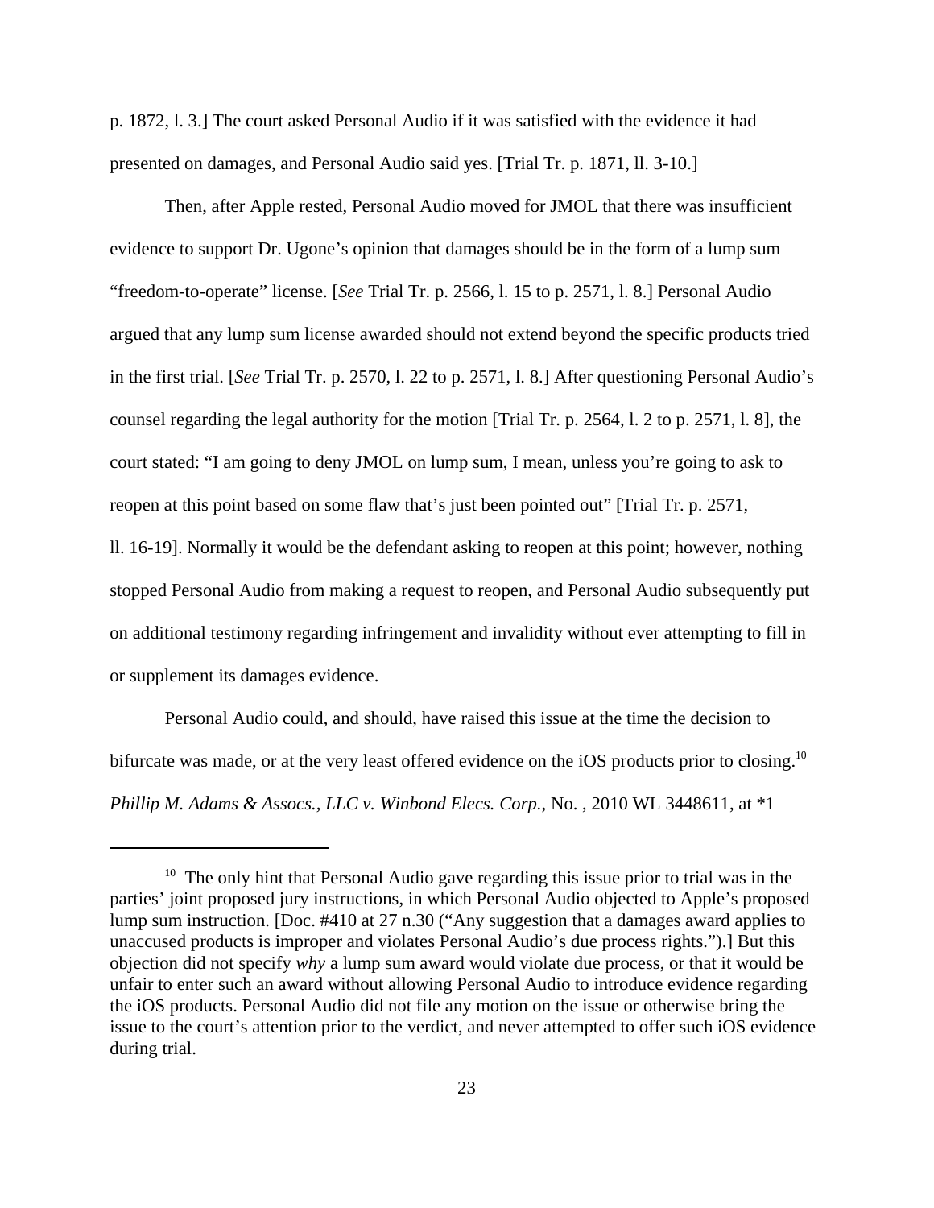p. 1872, l. 3.] The court asked Personal Audio if it was satisfied with the evidence it had presented on damages, and Personal Audio said yes. [Trial Tr. p. 1871, ll. 3-10.]

Then, after Apple rested, Personal Audio moved for JMOL that there was insufficient evidence to support Dr. Ugone's opinion that damages should be in the form of a lump sum "freedom-to-operate" license. [*See* Trial Tr. p. 2566, l. 15 to p. 2571, l. 8.] Personal Audio argued that any lump sum license awarded should not extend beyond the specific products tried in the first trial. [*See* Trial Tr. p. 2570, l. 22 to p. 2571, l. 8.] After questioning Personal Audio's counsel regarding the legal authority for the motion [Trial Tr. p. 2564, l. 2 to p. 2571, l. 8], the court stated: "I am going to deny JMOL on lump sum, I mean, unless you're going to ask to reopen at this point based on some flaw that's just been pointed out" [Trial Tr. p. 2571, ll. 16-19]. Normally it would be the defendant asking to reopen at this point; however, nothing stopped Personal Audio from making a request to reopen, and Personal Audio subsequently put on additional testimony regarding infringement and invalidity without ever attempting to fill in or supplement its damages evidence.

Personal Audio could, and should, have raised this issue at the time the decision to bifurcate was made, or at the very least offered evidence on the iOS products prior to closing.[10] *Phillip M. Adams & Assocs., LLC v. Winbond Elecs. Corp.*, No. , 2010 WL 3448611, at *1

[10] The only hint that Personal Audio gave regarding this issue prior to trial was in the parties' joint proposed jury instructions, in which Personal Audio objected to Apple's proposed lump sum instruction. [Doc. #410 at 27 n.30 ("Any suggestion that a damages award applies to unaccused products is improper and violates Personal Audio's due process rights.").] But this objection did not specify *why* a lump sum award would violate due process, or that it would be unfair to enter such an award without allowing Personal Audio to introduce evidence regarding the iOS products. Personal Audio did not file any motion on the issue or otherwise bring the issue to the court's attention prior to the verdict, and never attempted to offer such iOS evidence during trial.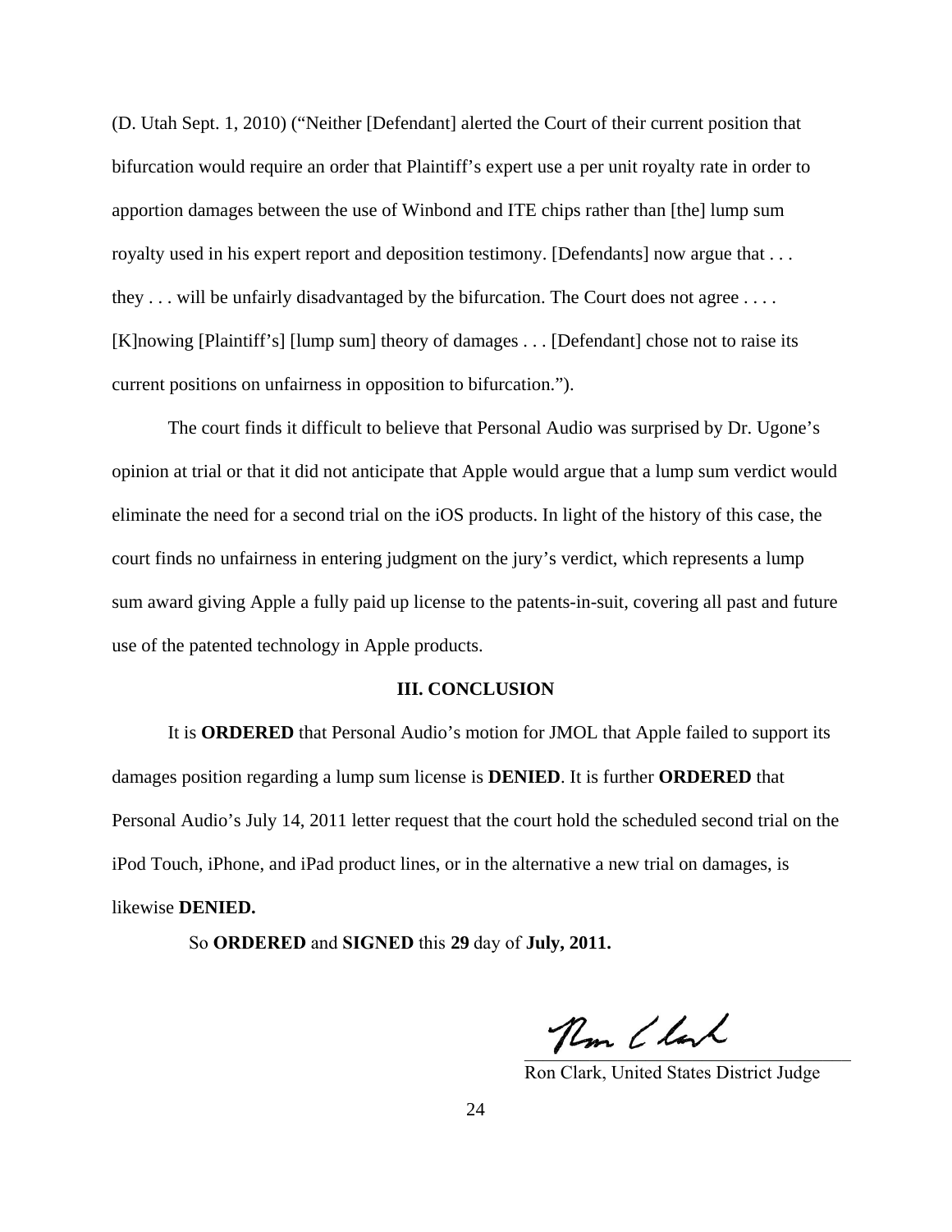(D. Utah Sept. 1, 2010) ("Neither [Defendant] alerted the Court of their current position that bifurcation would require an order that Plaintiff's expert use a per unit royalty rate in order to apportion damages between the use of Winbond and ITE chips rather than [the] lump sum royalty used in his expert report and deposition testimony. [Defendants] now argue that . . . they . . . will be unfairly disadvantaged by the bifurcation. The Court does not agree . . . . [K]nowing [Plaintiff's] [lump sum] theory of damages . . . [Defendant] chose not to raise its current positions on unfairness in opposition to bifurcation.").

The court finds it difficult to believe that Personal Audio was surprised by Dr. Ugone's opinion at trial or that it did not anticipate that Apple would argue that a lump sum verdict would eliminate the need for a second trial on the iOS products. In light of the history of this case, the court finds no unfairness in entering judgment on the jury's verdict, which represents a lump sum award giving Apple a fully paid up license to the patents-in-suit, covering all past and future use of the patented technology in Apple products.

### III. CONCLUSION

It is **ORDERED** that Personal Audio's motion for JMOL that Apple failed to support its damages position regarding a lump sum license is **DENIED**. It is further **ORDERED** that Personal Audio's July 14, 2011 letter request that the court hold the scheduled second trial on the iPod Touch, iPhone, and iPad product lines, or in the alternative a new trial on damages, is likewise **DENIED.**

So **ORDERED** and **SIGNED** this **29** day of **July, 2011.**

Ron Clark, United States District Judge